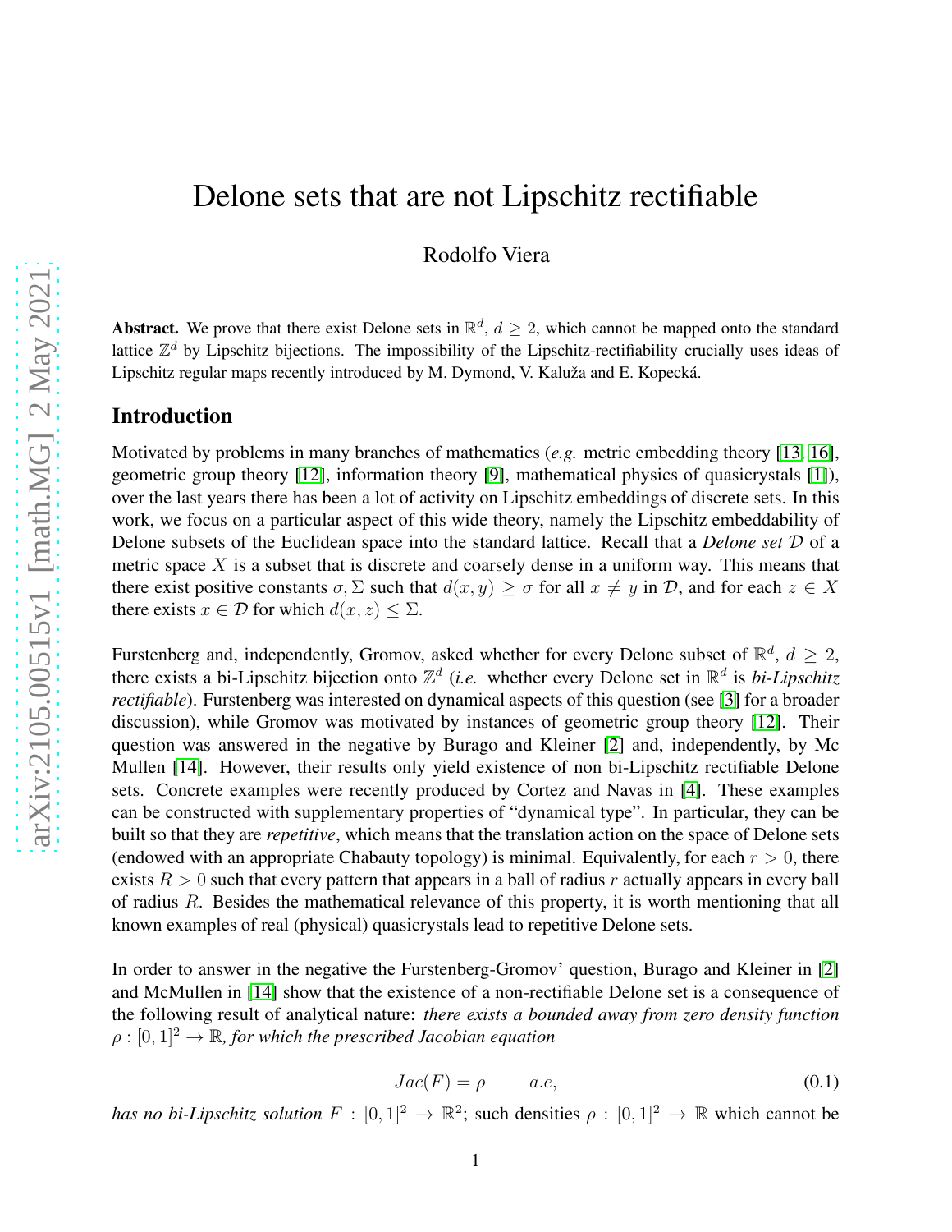# Delone sets that are not Lipschitz rectifiable

Rodolfo Viera

**Abstract.** We prove that there exist Delone sets in $\mathbb{R}^d$, $d \geq 2$, which cannot be mapped onto the standard lattice $\mathbb{Z}^d$ by Lipschitz bijections. The impossibility of the Lipschitz-rectifiability crucially uses ideas of Lipschitz regular maps recently introduced by M. Dymond, V. Kaluža and E. Kopecká.

## Introduction

Motivated by problems in many branches of mathematics (*e.g.* metric embedding theory [13, 16], geometric group theory [12], information theory [9], mathematical physics of quasicrystals [1]), over the last years there has been a lot of activity on Lipschitz embeddings of discrete sets. In this work, we focus on a particular aspect of this wide theory, namely the Lipschitz embeddability of Delone subsets of the Euclidean space into the standard lattice. Recall that a *Delone set* $\mathcal{D}$ of a metric space $X$ is a subset that is discrete and coarsely dense in a uniform way. This means that there exist positive constants $\sigma, \Sigma$ such that $d(x, y) \geq \sigma$ for all $x \neq y$ in $\mathcal{D}$, and for each $z \in X$ there exists $x \in \mathcal{D}$ for which $d(x, z) \leq \Sigma$.

Furstenberg and, independently, Gromov, asked whether for every Delone subset of $\mathbb{R}^d$, $d \geq 2$, there exists a bi-Lipschitz bijection onto $\mathbb{Z}^d$ (*i.e.* whether every Delone set in $\mathbb{R}^d$ is *bi-Lipschitz rectifiable*). Furstenberg was interested on dynamical aspects of this question (see [3] for a broader discussion), while Gromov was motivated by instances of geometric group theory [12]. Their question was answered in the negative by Burago and Kleiner [2] and, independently, by Mc Mullen [14]. However, their results only yield existence of non bi-Lipschitz rectifiable Delone sets. Concrete examples were recently produced by Cortez and Navas in [4]. These examples can be constructed with supplementary properties of "dynamical type". In particular, they can be built so that they are *repetitive*, which means that the translation action on the space of Delone sets (endowed with an appropriate Chabauty topology) is minimal. Equivalently, for each $r > 0$, there exists $R > 0$ such that every pattern that appears in a ball of radius $r$ actually appears in every ball of radius $R$. Besides the mathematical relevance of this property, it is worth mentioning that all known examples of real (physical) quasicrystals lead to repetitive Delone sets.

In order to answer in the negative the Furstenberg-Gromov' question, Burago and Kleiner in [2] and McMullen in [14] show that the existence of a non-rectifiable Delone set is a consequence of the following result of analytical nature: *there exists a bounded away from zero density function $\rho : [0, 1]^2 \to \mathbb{R}$, for which the prescribed Jacobian equation*

$$Jac(F) = \rho \qquad a.e, \tag{0.1}$$

*has no bi-Lipschitz solution $F : [0, 1]^2 \to \mathbb{R}^2$*; such densities $\rho : [0, 1]^2 \to \mathbb{R}$ which cannot be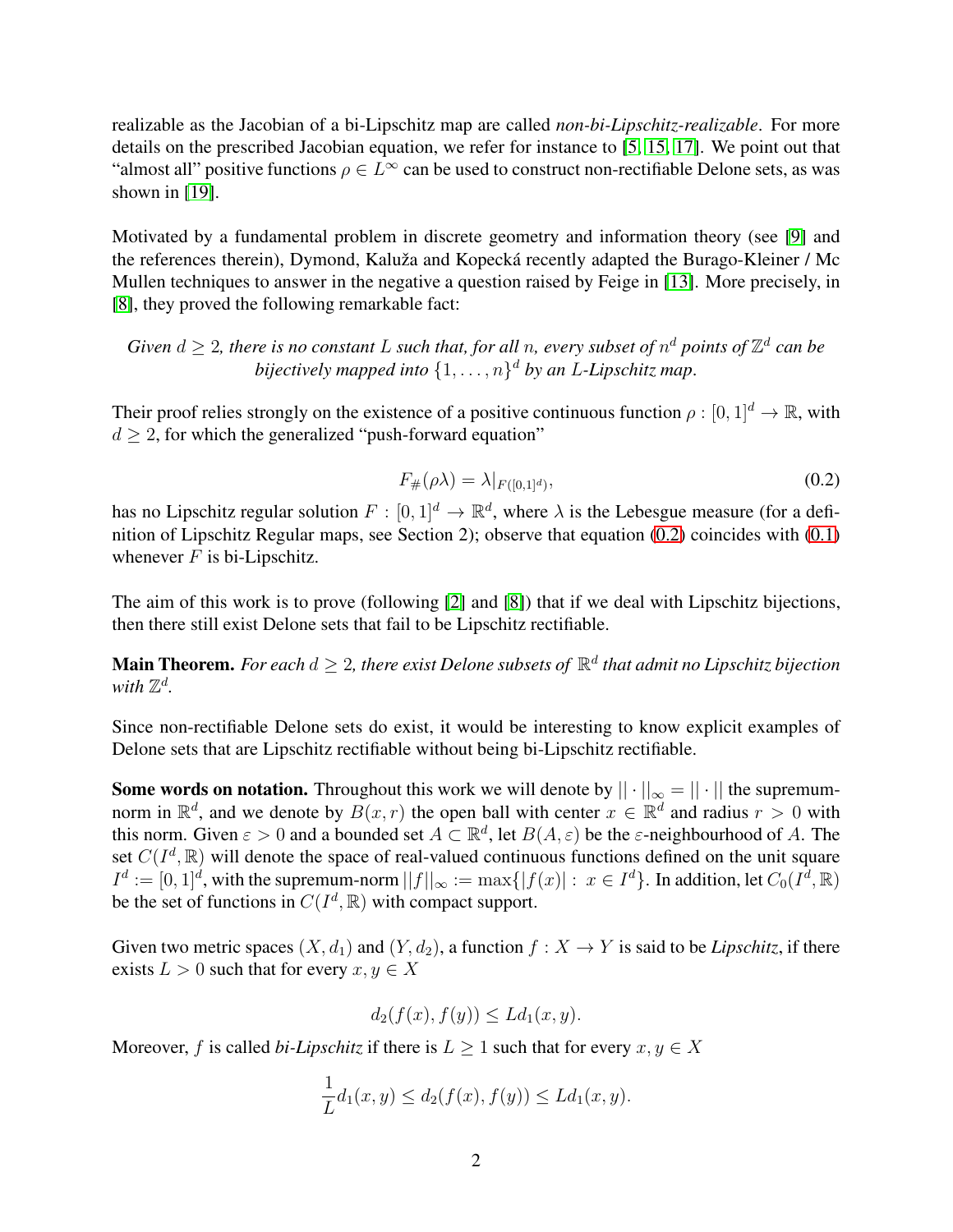realizable as the Jacobian of a bi-Lipschitz map are called *non-bi-Lipschitz-realizable*. For more details on the prescribed Jacobian equation, we refer for instance to [5, 15, 17]. We point out that "almost all" positive functions $\rho \in L^\infty$ can be used to construct non-rectifiable Delone sets, as was shown in [19].

Motivated by a fundamental problem in discrete geometry and information theory (see [9] and the references therein), Dymond, Kaluža and Kopecká recently adapted the Burago-Kleiner / Mc Mullen techniques to answer in the negative a question raised by Feige in [13]. More precisely, in [8], they proved the following remarkable fact:

*Given $d \geq 2$, there is no constant $L$ such that, for all $n$, every subset of $n^d$ points of $\mathbb{Z}^d$ can be bijectively mapped into $\{1, \ldots, n\}^d$ by an $L$-Lipschitz map.*

Their proof relies strongly on the existence of a positive continuous function $\rho : [0,1]^d \to \mathbb{R}$, with $d \geq 2$, for which the generalized "push-forward equation"

$$F_{\#}(\rho\lambda) = \lambda|_{F([0,1]^d)}, \tag{0.2}$$

has no Lipschitz regular solution $F : [0,1]^d \to \mathbb{R}^d$, where $\lambda$ is the Lebesgue measure (for a definition of Lipschitz Regular maps, see Section 2); observe that equation (0.2) coincides with (0.1) whenever $F$ is bi-Lipschitz.

The aim of this work is to prove (following [2] and [8]) that if we deal with Lipschitz bijections, then there still exist Delone sets that fail to be Lipschitz rectifiable.

**Main Theorem.** *For each $d \geq 2$, there exist Delone subsets of $\mathbb{R}^d$ that admit no Lipschitz bijection with $\mathbb{Z}^d$.*

Since non-rectifiable Delone sets do exist, it would be interesting to know explicit examples of Delone sets that are Lipschitz rectifiable without being bi-Lipschitz rectifiable.

**Some words on notation.** Throughout this work we will denote by $||\cdot||_\infty = ||\cdot||$ the supremum-norm in $\mathbb{R}^d$, and we denote by $B(x, r)$ the open ball with center $x \in \mathbb{R}^d$ and radius $r > 0$ with this norm. Given $\varepsilon > 0$ and a bounded set $A \subset \mathbb{R}^d$, let $B(A, \varepsilon)$ be the $\varepsilon$-neighbourhood of $A$. The set $C(I^d, \mathbb{R})$ will denote the space of real-valued continuous functions defined on the unit square $I^d := [0,1]^d$, with the supremum-norm $||f||_\infty := \max\{|f(x)| : \, x \in I^d\}$. In addition, let $C_0(I^d, \mathbb{R})$ be the set of functions in $C(I^d, \mathbb{R})$ with compact support.

Given two metric spaces $(X, d_1)$ and $(Y, d_2)$, a function $f : X \to Y$ is said to be *Lipschitz*, if there exists $L > 0$ such that for every $x, y \in X$

$$d_2(f(x), f(y)) \leq L d_1(x, y).$$

Moreover, $f$ is called *bi-Lipschitz* if there is $L \geq 1$ such that for every $x, y \in X$

$$\frac{1}{L} d_1(x, y) \leq d_2(f(x), f(y)) \leq L d_1(x, y).$$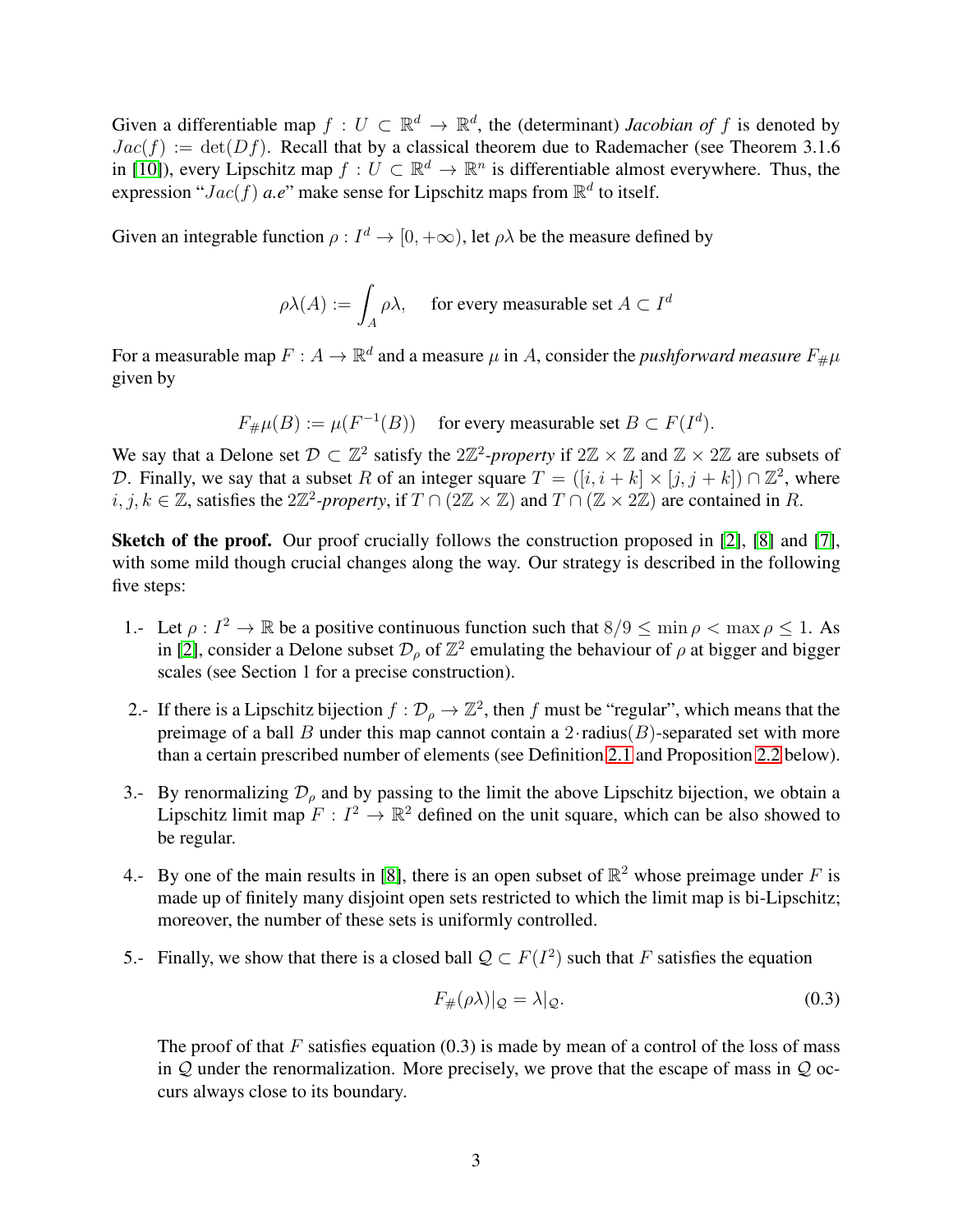Given a differentiable map $f : U \subset \mathbb{R}^d \to \mathbb{R}^d$, the (determinant) *Jacobian of* $f$ is denoted by $Jac(f) := \det(Df)$. Recall that by a classical theorem due to Rademacher (see Theorem 3.1.6 in [10]), every Lipschitz map $f : U \subset \mathbb{R}^d \to \mathbb{R}^n$ is differentiable almost everywhere. Thus, the expression "$Jac(f)$ *a.e*" make sense for Lipschitz maps from $\mathbb{R}^d$ to itself.

Given an integrable function $\rho : I^d \to [0, +\infty)$, let $\rho\lambda$ be the measure defined by

$$\rho\lambda(A) := \int_A \rho\lambda, \quad \text{for every measurable set } A \subset I^d$$

For a measurable map $F : A \to \mathbb{R}^d$ and a measure $\mu$ in $A$, consider the *pushforward measure* $F_{\#}\mu$ given by

$$F_{\#}\mu(B) := \mu(F^{-1}(B)) \quad \text{for every measurable set } B \subset F(I^d).$$

We say that a Delone set $\mathcal{D} \subset \mathbb{Z}^2$ satisfy the $2\mathbb{Z}^2$*-property* if $2\mathbb{Z} \times \mathbb{Z}$ and $\mathbb{Z} \times 2\mathbb{Z}$ are subsets of $\mathcal{D}$. Finally, we say that a subset $R$ of an integer square $T = ([i, i+k] \times [j, j+k]) \cap \mathbb{Z}^2$, where $i, j, k \in \mathbb{Z}$, satisfies the $2\mathbb{Z}^2$*-property*, if $T \cap (2\mathbb{Z} \times \mathbb{Z})$ and $T \cap (\mathbb{Z} \times 2\mathbb{Z})$ are contained in $R$.

**Sketch of the proof.** Our proof crucially follows the construction proposed in [2], [8] and [7], with some mild though crucial changes along the way. Our strategy is described in the following five steps:

1.- Let $\rho : I^2 \to \mathbb{R}$ be a positive continuous function such that $8/9 \leq \min \rho < \max \rho \leq 1$. As in [2], consider a Delone subset $\mathcal{D}_\rho$ of $\mathbb{Z}^2$ emulating the behaviour of $\rho$ at bigger and bigger scales (see Section 1 for a precise construction).

2.- If there is a Lipschitz bijection $f : \mathcal{D}_\rho \to \mathbb{Z}^2$, then $f$ must be "regular", which means that the preimage of a ball $B$ under this map cannot contain a $2\cdot\text{radius}(B)$-separated set with more than a certain prescribed number of elements (see Definition 2.1 and Proposition 2.2 below).

3.- By renormalizing $\mathcal{D}_\rho$ and by passing to the limit the above Lipschitz bijection, we obtain a Lipschitz limit map $F : I^2 \to \mathbb{R}^2$ defined on the unit square, which can be also showed to be regular.

4.- By one of the main results in [8], there is an open subset of $\mathbb{R}^2$ whose preimage under $F$ is made up of finitely many disjoint open sets restricted to which the limit map is bi-Lipschitz; moreover, the number of these sets is uniformly controlled.

5.- Finally, we show that there is a closed ball $\mathcal{Q} \subset F(I^2)$ such that $F$ satisfies the equation

$$F_{\#}(\rho\lambda)|_{\mathcal{Q}} = \lambda|_{\mathcal{Q}}. \tag{0.3}$$

The proof of that $F$ satisfies equation (0.3) is made by mean of a control of the loss of mass in $\mathcal{Q}$ under the renormalization. More precisely, we prove that the escape of mass in $\mathcal{Q}$ occurs always close to its boundary.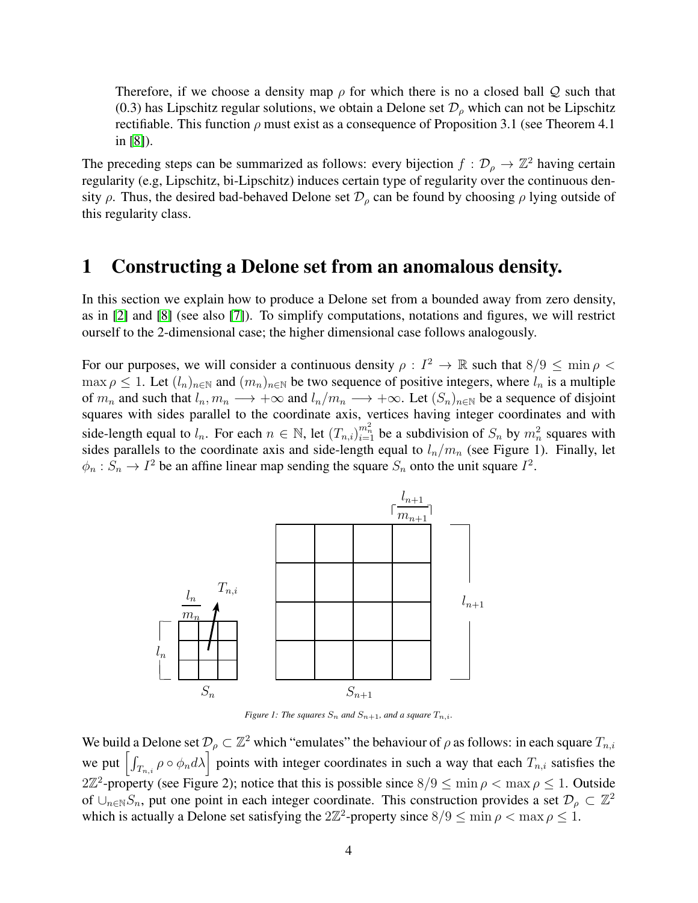Therefore, if we choose a density map $\rho$ for which there is no a closed ball $\mathcal{Q}$ such that (0.3) has Lipschitz regular solutions, we obtain a Delone set $\mathcal{D}_\rho$ which can not be Lipschitz rectifiable. This function $\rho$ must exist as a consequence of Proposition 3.1 (see Theorem 4.1 in [8]).

The preceding steps can be summarized as follows: every bijection $f : \mathcal{D}_\rho \to \mathbb{Z}^2$ having certain regularity (e.g, Lipschitz, bi-Lipschitz) induces certain type of regularity over the continuous density $\rho$. Thus, the desired bad-behaved Delone set $\mathcal{D}_\rho$ can be found by choosing $\rho$ lying outside of this regularity class.

# 1 Constructing a Delone set from an anomalous density.

In this section we explain how to produce a Delone set from a bounded away from zero density, as in [2] and [8] (see also [7]). To simplify computations, notations and figures, we will restrict ourself to the 2-dimensional case; the higher dimensional case follows analogously.

For our purposes, we will consider a continuous density $\rho : I^2 \to \mathbb{R}$ such that $8/9 \leq \min \rho < \max \rho \leq 1$. Let $(l_n)_{n\in\mathbb{N}}$ and $(m_n)_{n\in\mathbb{N}}$ be two sequence of positive integers, where $l_n$ is a multiple of $m_n$ and such that $l_n, m_n \longrightarrow +\infty$ and $l_n/m_n \longrightarrow +\infty$. Let $(S_n)_{n\in\mathbb{N}}$ be a sequence of disjoint squares with sides parallel to the coordinate axis, vertices having integer coordinates and with side-length equal to $l_n$. For each $n \in \mathbb{N}$, let $(T_{n,i})_{i=1}^{m_n^2}$ be a subdivision of $S_n$ by $m_n^2$ squares with sides parallels to the coordinate axis and side-length equal to $l_n/m_n$ (see Figure 1). Finally, let $\phi_n : S_n \to I^2$ be an affine linear map sending the square $S_n$ onto the unit square $I^2$.

*Figure 1: The squares $S_n$ and $S_{n+1}$, and a square $T_{n,i}$.*

We build a Delone set $\mathcal{D}_\rho \subset \mathbb{Z}^2$ which "emulates" the behaviour of $\rho$ as follows: in each square $T_{n,i}$ we put $\left[\int_{T_{n,i}} \rho \circ \phi_n d\lambda\right]$ points with integer coordinates in such a way that each $T_{n,i}$ satisfies the $2\mathbb{Z}^2$-property (see Figure 2); notice that this is possible since $8/9 \leq \min \rho < \max \rho \leq 1$. Outside of $\cup_{n\in\mathbb{N}} S_n$, put one point in each integer coordinate. This construction provides a set $\mathcal{D}_\rho \subset \mathbb{Z}^2$ which is actually a Delone set satisfying the $2\mathbb{Z}^2$-property since $8/9 \leq \min \rho < \max \rho \leq 1$.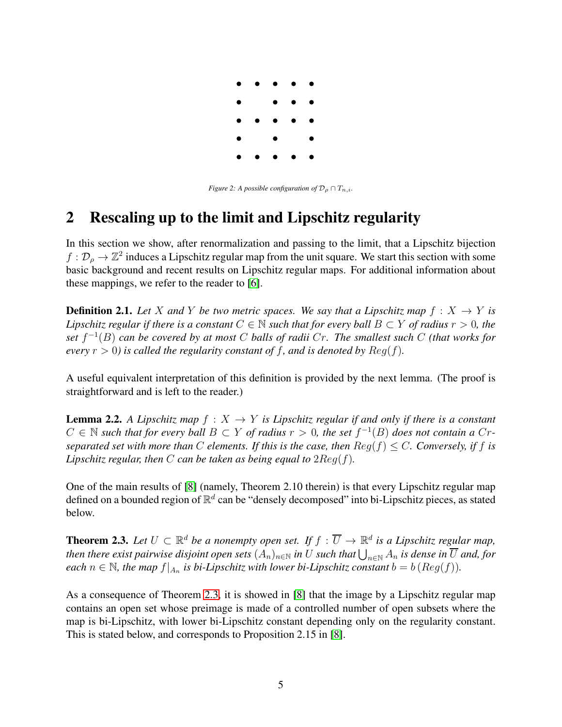*Figure 2: A possible configuration of $\mathcal{D}_\rho \cap T_{n,i}$.*

## 2 Rescaling up to the limit and Lipschitz regularity

In this section we show, after renormalization and passing to the limit, that a Lipschitz bijection $f : \mathcal{D}_\rho \to \mathbb{Z}^2$ induces a Lipschitz regular map from the unit square. We start this section with some basic background and recent results on Lipschitz regular maps. For additional information about these mappings, we refer to the reader to [6].

**Definition 2.1.** *Let $X$ and $Y$ be two metric spaces. We say that a Lipschitz map $f : X \to Y$ is Lipschitz regular if there is a constant $C \in \mathbb{N}$ such that for every ball $B \subset Y$ of radius $r > 0$, the set $f^{-1}(B)$ can be covered by at most $C$ balls of radii $Cr$. The smallest such $C$ (that works for every $r > 0$) is called the regularity constant of $f$, and is denoted by $Reg(f)$.*

A useful equivalent interpretation of this definition is provided by the next lemma. (The proof is straightforward and is left to the reader.)

**Lemma 2.2.** *A Lipschitz map $f : X \to Y$ is Lipschitz regular if and only if there is a constant $C \in \mathbb{N}$ such that for every ball $B \subset Y$ of radius $r > 0$, the set $f^{-1}(B)$ does not contain a $Cr$-separated set with more than $C$ elements. If this is the case, then $Reg(f) \leq C$. Conversely, if $f$ is Lipschitz regular, then $C$ can be taken as being equal to $2Reg(f)$.*

One of the main results of [8] (namely, Theorem 2.10 therein) is that every Lipschitz regular map defined on a bounded region of $\mathbb{R}^d$ can be "densely decomposed" into bi-Lipschitz pieces, as stated below.

**Theorem 2.3.** *Let $U \subset \mathbb{R}^d$ be a nonempty open set. If $f : \overline{U} \to \mathbb{R}^d$ is a Lipschitz regular map, then there exist pairwise disjoint open sets $(A_n)_{n \in \mathbb{N}}$ in $U$ such that $\bigcup_{n \in \mathbb{N}} A_n$ is dense in $\overline{U}$ and, for each $n \in \mathbb{N}$, the map $f|_{A_n}$ is bi-Lipschitz with lower bi-Lipschitz constant $b = b\,(Reg(f))$.*

As a consequence of Theorem 2.3, it is showed in [8] that the image by a Lipschitz regular map contains an open set whose preimage is made of a controlled number of open subsets where the map is bi-Lipschitz, with lower bi-Lipschitz constant depending only on the regularity constant. This is stated below, and corresponds to Proposition 2.15 in [8].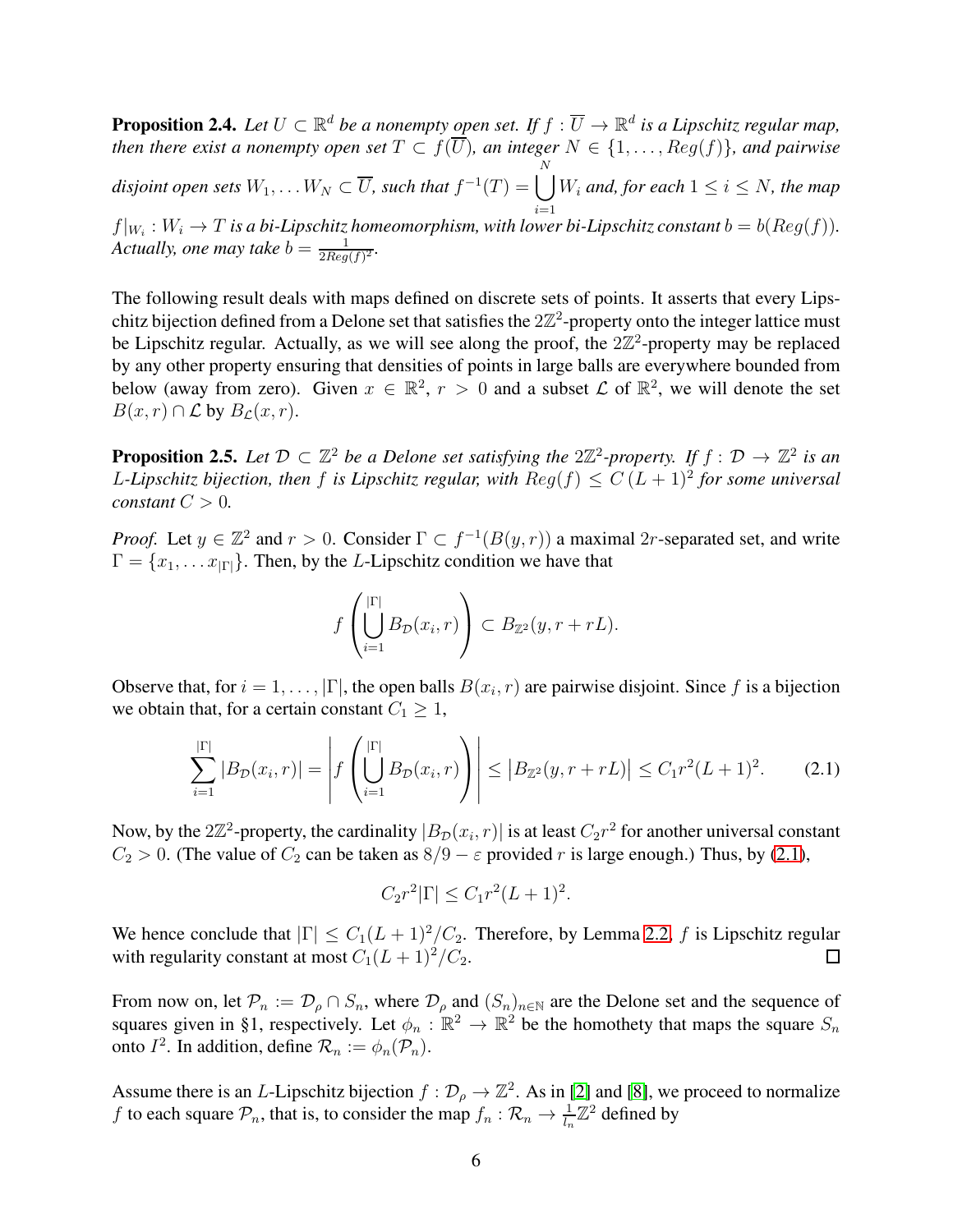**Proposition 2.4.** *Let $U \subset \mathbb{R}^d$ be a nonempty open set. If $f : \overline{U} \to \mathbb{R}^d$ is a Lipschitz regular map, then there exist a nonempty open set $T \subset f(\overline{U})$, an integer $N \in \{1, \ldots, Reg(f)\}$, and pairwise disjoint open sets $W_1, \ldots W_N \subset \overline{U}$, such that $f^{-1}(T) = \bigcup_{i=1}^{N} W_i$ and, for each $1 \leq i \leq N$, the map $f|_{W_i} : W_i \to T$ is a bi-Lipschitz homeomorphism, with lower bi-Lipschitz constant $b = b(Reg(f))$. Actually, one may take $b = \frac{1}{2Reg(f)^2}$.*

The following result deals with maps defined on discrete sets of points. It asserts that every Lipschitz bijection defined from a Delone set that satisfies the $2\mathbb{Z}^2$-property onto the integer lattice must be Lipschitz regular. Actually, as we will see along the proof, the $2\mathbb{Z}^2$-property may be replaced by any other property ensuring that densities of points in large balls are everywhere bounded from below (away from zero). Given $x \in \mathbb{R}^2$, $r > 0$ and a subset $\mathcal{L}$ of $\mathbb{R}^2$, we will denote the set $B(x,r) \cap \mathcal{L}$ by $B_{\mathcal{L}}(x,r)$.

**Proposition 2.5.** *Let $\mathcal{D} \subset \mathbb{Z}^2$ be a Delone set satisfying the $2\mathbb{Z}^2$-property. If $f : \mathcal{D} \to \mathbb{Z}^2$ is an $L$-Lipschitz bijection, then $f$ is Lipschitz regular, with $Reg(f) \leq C\,(L+1)^2$ for some universal constant $C > 0$.*

*Proof.* Let $y \in \mathbb{Z}^2$ and $r > 0$. Consider $\Gamma \subset f^{-1}(B(y,r))$ a maximal $2r$-separated set, and write $\Gamma = \{x_1, \ldots x_{|\Gamma|}\}$. Then, by the $L$-Lipschitz condition we have that

$$f\left(\bigcup_{i=1}^{|\Gamma|} B_{\mathcal{D}}(x_i, r)\right) \subset B_{\mathbb{Z}^2}(y, r + rL).$$

Observe that, for $i = 1, \ldots, |\Gamma|$, the open balls $B(x_i, r)$ are pairwise disjoint. Since $f$ is a bijection we obtain that, for a certain constant $C_1 \geq 1$,

$$\sum_{i=1}^{|\Gamma|} |B_{\mathcal{D}}(x_i, r)| = \left| f\left(\bigcup_{i=1}^{|\Gamma|} B_{\mathcal{D}}(x_i, r)\right)\right| \leq \left|B_{\mathbb{Z}^2}(y, r + rL)\right| \leq C_1 r^2 (L+1)^2. \tag{2.1}$$

Now, by the $2\mathbb{Z}^2$-property, the cardinality $|B_{\mathcal{D}}(x_i, r)|$ is at least $C_2 r^2$ for another universal constant $C_2 > 0$. (The value of $C_2$ can be taken as $8/9 - \varepsilon$ provided $r$ is large enough.) Thus, by (2.1),

$$C_2 r^2 |\Gamma| \leq C_1 r^2 (L+1)^2.$$

We hence conclude that $|\Gamma| \leq C_1 (L+1)^2 / C_2$. Therefore, by Lemma 2.2, $f$ is Lipschitz regular with regularity constant at most $C_1 (L+1)^2 / C_2$. $\square$

From now on, let $\mathcal{P}_n := \mathcal{D}_\rho \cap S_n$, where $\mathcal{D}_\rho$ and $(S_n)_{n \in \mathbb{N}}$ are the Delone set and the sequence of squares given in §1, respectively. Let $\phi_n : \mathbb{R}^2 \to \mathbb{R}^2$ be the homothety that maps the square $S_n$ onto $I^2$. In addition, define $\mathcal{R}_n := \phi_n(\mathcal{P}_n)$.

Assume there is an $L$-Lipschitz bijection $f : \mathcal{D}_\rho \to \mathbb{Z}^2$. As in [2] and [8], we proceed to normalize $f$ to each square $\mathcal{P}_n$, that is, to consider the map $f_n : \mathcal{R}_n \to \frac{1}{l_n}\mathbb{Z}^2$ defined by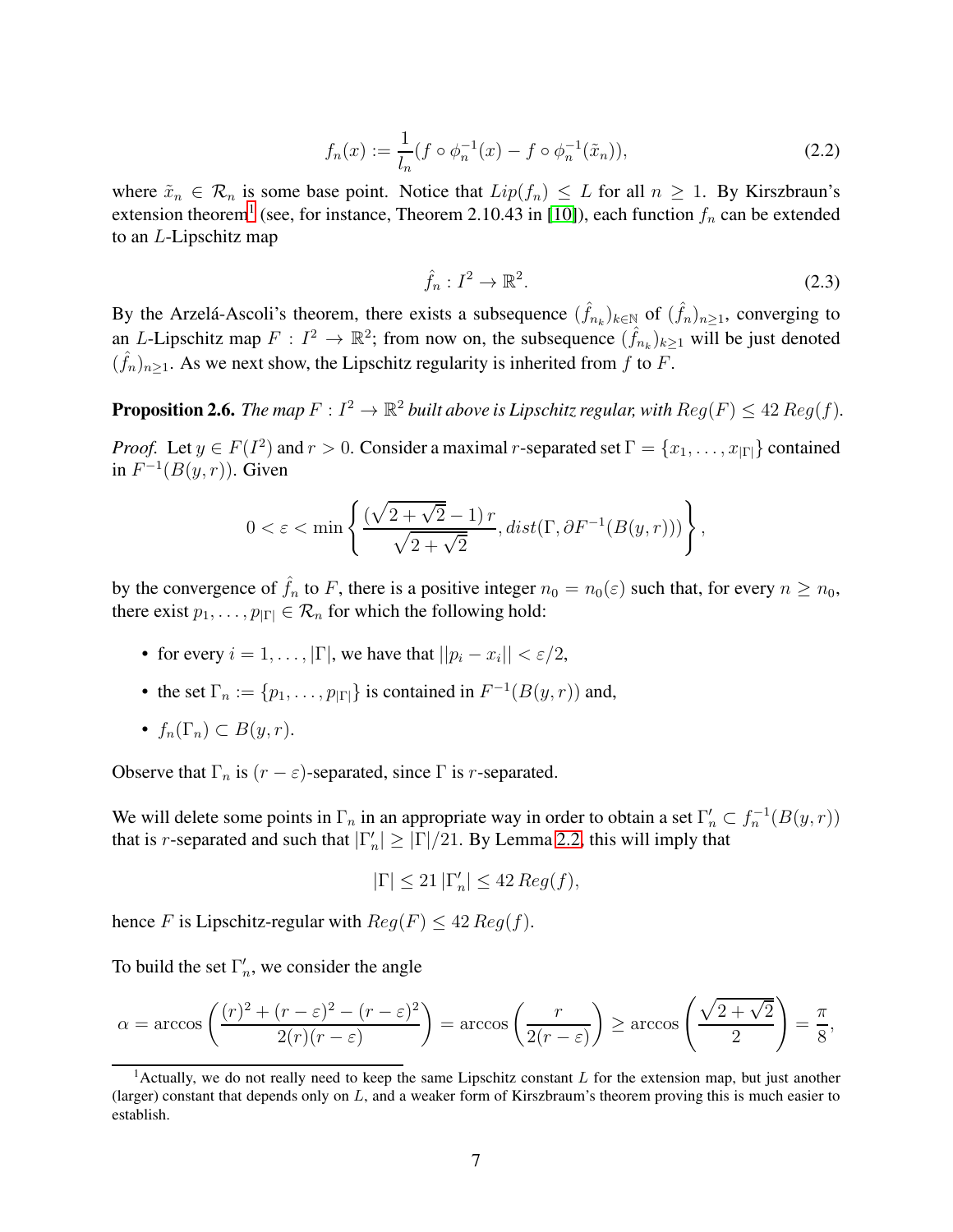$$f_n(x) := \frac{1}{l_n}(f \circ \phi_n^{-1}(x) - f \circ \phi_n^{-1}(\tilde{x}_n)), \tag{2.2}$$

where $\tilde{x}_n \in \mathcal{R}_n$ is some base point. Notice that $Lip(f_n) \leq L$ for all $n \geq 1$. By Kirszbraun's extension theorem[1] (see, for instance, Theorem 2.10.43 in [10]), each function $f_n$ can be extended to an $L$-Lipschitz map

$$\hat{f}_n : I^2 \to \mathbb{R}^2. \tag{2.3}$$

By the Arzelá-Ascoli's theorem, there exists a subsequence $(\hat{f}_{n_k})_{k\in\mathbb{N}}$ of $(\hat{f}_n)_{n\geq 1}$, converging to an $L$-Lipschitz map $F : I^2 \to \mathbb{R}^2$; from now on, the subsequence $(\hat{f}_{n_k})_{k\geq 1}$ will be just denoted $(\hat{f}_n)_{n\geq 1}$. As we next show, the Lipschitz regularity is inherited from $f$ to $F$.

**Proposition 2.6.** *The map $F : I^2 \to \mathbb{R}^2$ built above is Lipschitz regular, with $Reg(F) \leq 42\, Reg(f)$.*

*Proof.* Let $y \in F(I^2)$ and $r > 0$. Consider a maximal $r$-separated set $\Gamma = \{x_1, \dots, x_{|\Gamma|}\}$ contained in $F^{-1}(B(y, r))$. Given

$$0 < \varepsilon < \min\left\{ \frac{(\sqrt{2+\sqrt{2}} - 1)\, r}{\sqrt{2+\sqrt{2}}}, dist(\Gamma, \partial F^{-1}(B(y,r))) \right\},$$

by the convergence of $\hat{f}_n$ to $F$, there is a positive integer $n_0 = n_0(\varepsilon)$ such that, for every $n \geq n_0$, there exist $p_1, \dots, p_{|\Gamma|} \in \mathcal{R}_n$ for which the following hold:

- for every $i = 1, \dots, |\Gamma|$, we have that $||p_i - x_i|| < \varepsilon/2$,
- the set $\Gamma_n := \{p_1, \dots, p_{|\Gamma|}\}$ is contained in $F^{-1}(B(y, r))$ and,
- $f_n(\Gamma_n) \subset B(y, r)$.

Observe that $\Gamma_n$ is $(r - \varepsilon)$-separated, since $\Gamma$ is $r$-separated.

We will delete some points in $\Gamma_n$ in an appropriate way in order to obtain a set $\Gamma'_n \subset f_n^{-1}(B(y, r))$ that is $r$-separated and such that $|\Gamma'_n| \geq |\Gamma|/21$. By Lemma 2.2, this will imply that

$$|\Gamma| \leq 21\, |\Gamma'_n| \leq 42\, Reg(f),$$

hence $F$ is Lipschitz-regular with $Reg(F) \leq 42\, Reg(f)$.

To build the set $\Gamma'_n$, we consider the angle

$$\alpha = \arccos\left(\frac{(r)^2 + (r-\varepsilon)^2 - (r-\varepsilon)^2}{2(r)(r-\varepsilon)}\right) = \arccos\left(\frac{r}{2(r-\varepsilon)}\right) \geq \arccos\left(\frac{\sqrt{2+\sqrt{2}}}{2}\right) = \frac{\pi}{8},$$

[1] Actually, we do not really need to keep the same Lipschitz constant $L$ for the extension map, but just another (larger) constant that depends only on $L$, and a weaker form of Kirszbraum's theorem proving this is much easier to establish.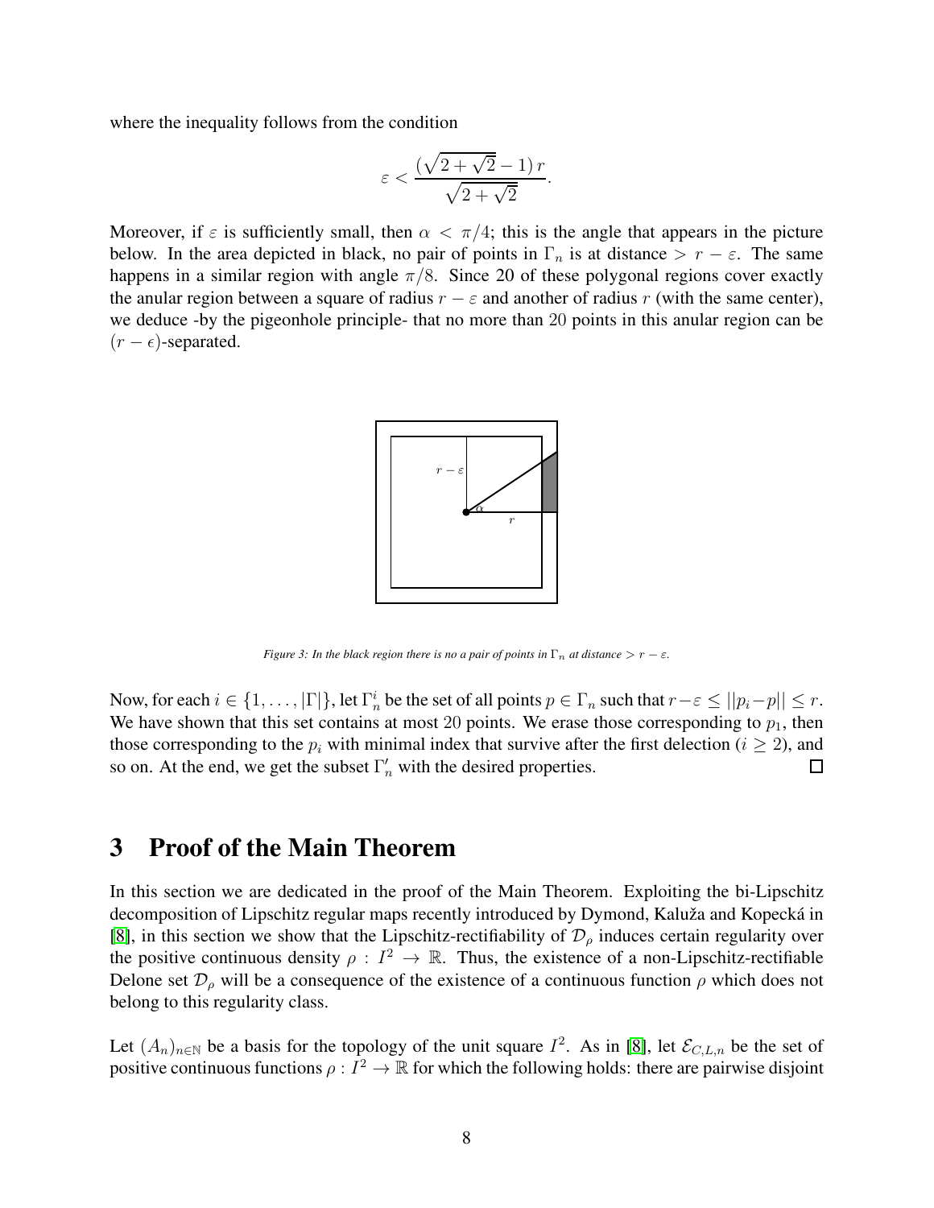where the inequality follows from the condition

$$\varepsilon < \frac{(\sqrt{2+\sqrt{2}}-1)\,r}{\sqrt{2+\sqrt{2}}}.$$

Moreover, if $\varepsilon$ is sufficiently small, then $\alpha < \pi/4$; this is the angle that appears in the picture below. In the area depicted in black, no pair of points in $\Gamma_n$ is at distance $> r-\varepsilon$. The same happens in a similar region with angle $\pi/8$. Since 20 of these polygonal regions cover exactly the anular region between a square of radius $r-\varepsilon$ and another of radius $r$ (with the same center), we deduce -by the pigeonhole principle- that no more than 20 points in this anular region can be $(r-\epsilon)$-separated.

*Figure 3: In the black region there is no a pair of points in $\Gamma_n$ at distance $> r-\varepsilon$.*

Now, for each $i \in \{1, \ldots, |\Gamma|\}$, let $\Gamma_n^i$ be the set of all points $p \in \Gamma_n$ such that $r-\varepsilon \leq ||p_i - p|| \leq r$. We have shown that this set contains at most 20 points. We erase those corresponding to $p_1$, then those corresponding to the $p_i$ with minimal index that survive after the first delection ($i \geq 2$), and so on. At the end, we get the subset $\Gamma_n'$ with the desired properties. □

# 3 Proof of the Main Theorem

In this section we are dedicated in the proof of the Main Theorem. Exploiting the bi-Lipschitz decomposition of Lipschitz regular maps recently introduced by Dymond, Kaluža and Kopecká in [8], in this section we show that the Lipschitz-rectifiability of $\mathcal{D}_\rho$ induces certain regularity over the positive continuous density $\rho : I^2 \to \mathbb{R}$. Thus, the existence of a non-Lipschitz-rectifiable Delone set $\mathcal{D}_\rho$ will be a consequence of the existence of a continuous function $\rho$ which does not belong to this regularity class.

Let $(A_n)_{n\in\mathbb{N}}$ be a basis for the topology of the unit square $I^2$. As in [8], let $\mathcal{E}_{C,L,n}$ be the set of positive continuous functions $\rho : I^2 \to \mathbb{R}$ for which the following holds: there are pairwise disjoint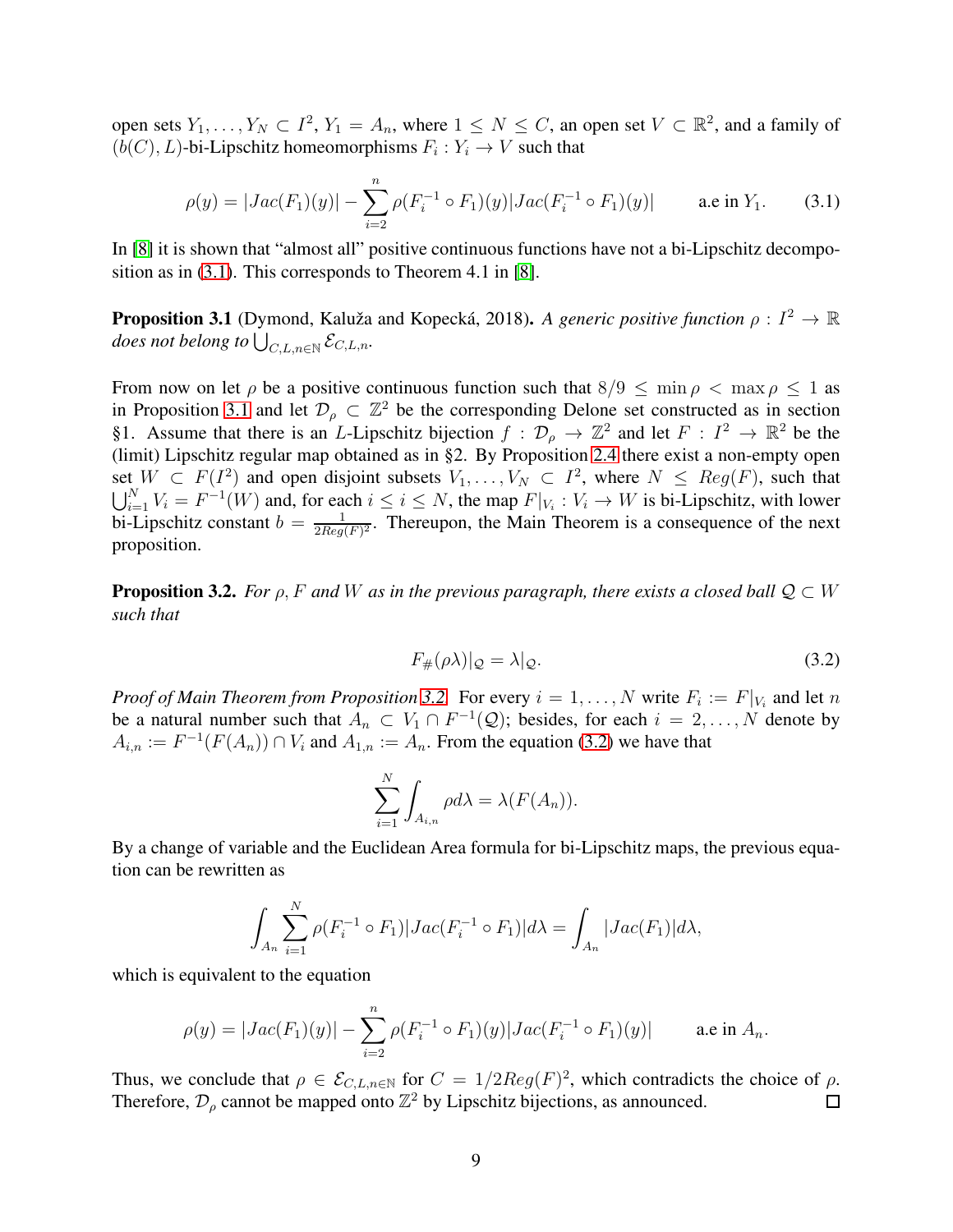open sets $Y_1, \ldots, Y_N \subset I^2$, $Y_1 = A_n$, where $1 \leq N \leq C$, an open set $V \subset \mathbb{R}^2$, and a family of $(b(C), L)$-bi-Lipschitz homeomorphisms $F_i : Y_i \to V$ such that

$$\rho(y) = |Jac(F_1)(y)| - \sum_{i=2}^{n} \rho(F_i^{-1} \circ F_1)(y)|Jac(F_i^{-1} \circ F_1)(y)| \qquad \text{a.e in } Y_1. \tag{3.1}$$

In [8] it is shown that "almost all" positive continuous functions have not a bi-Lipschitz decomposition as in (3.1). This corresponds to Theorem 4.1 in [8].

**Proposition 3.1** (Dymond, Kaluža and Kopecká, 2018). *A generic positive function $\rho : I^2 \to \mathbb{R}$ does not belong to $\bigcup_{C,L,n\in\mathbb{N}} \mathcal{E}_{C,L,n}$.*

From now on let $\rho$ be a positive continuous function such that $8/9 \leq \min \rho < \max \rho \leq 1$ as in Proposition 3.1 and let $\mathcal{D}_\rho \subset \mathbb{Z}^2$ be the corresponding Delone set constructed as in section §1. Assume that there is an $L$-Lipschitz bijection $f : \mathcal{D}_\rho \to \mathbb{Z}^2$ and let $F : I^2 \to \mathbb{R}^2$ be the (limit) Lipschitz regular map obtained as in §2. By Proposition 2.4 there exist a non-empty open set $W \subset F(I^2)$ and open disjoint subsets $V_1, \ldots, V_N \subset I^2$, where $N \leq Reg(F)$, such that $\bigcup_{i=1}^{N} V_i = F^{-1}(W)$ and, for each $i \leq i \leq N$, the map $F|_{V_i} : V_i \to W$ is bi-Lipschitz, with lower bi-Lipschitz constant $b = \frac{1}{2Reg(F)^2}$. Thereupon, the Main Theorem is a consequence of the next proposition.

**Proposition 3.2.** *For $\rho, F$ and $W$ as in the previous paragraph, there exists a closed ball $\mathcal{Q} \subset W$ such that*

$$F_\#(\rho\lambda)|_{\mathcal{Q}} = \lambda|_{\mathcal{Q}}. \tag{3.2}$$

*Proof of Main Theorem from Proposition 3.2.* For every $i = 1, \ldots, N$ write $F_i := F|_{V_i}$ and let $n$ be a natural number such that $A_n \subset V_1 \cap F^{-1}(\mathcal{Q})$; besides, for each $i = 2, \ldots, N$ denote by $A_{i,n} := F^{-1}(F(A_n)) \cap V_i$ and $A_{1,n} := A_n$. From the equation (3.2) we have that

$$\sum_{i=1}^{N} \int_{A_{i,n}} \rho d\lambda = \lambda(F(A_n)).$$

By a change of variable and the Euclidean Area formula for bi-Lipschitz maps, the previous equation can be rewritten as

$$\int_{A_n} \sum_{i=1}^{N} \rho(F_i^{-1} \circ F_1)|Jac(F_i^{-1} \circ F_1)|d\lambda = \int_{A_n} |Jac(F_1)|d\lambda,$$

which is equivalent to the equation

$$\rho(y) = |Jac(F_1)(y)| - \sum_{i=2}^{n} \rho(F_i^{-1} \circ F_1)(y)|Jac(F_i^{-1} \circ F_1)(y)| \qquad \text{a.e in } A_n.$$

Thus, we conclude that $\rho \in \mathcal{E}_{C,L,n\in\mathbb{N}}$ for $C = 1/2Reg(F)^2$, which contradicts the choice of $\rho$. Therefore, $\mathcal{D}_\rho$ cannot be mapped onto $\mathbb{Z}^2$ by Lipschitz bijections, as announced. □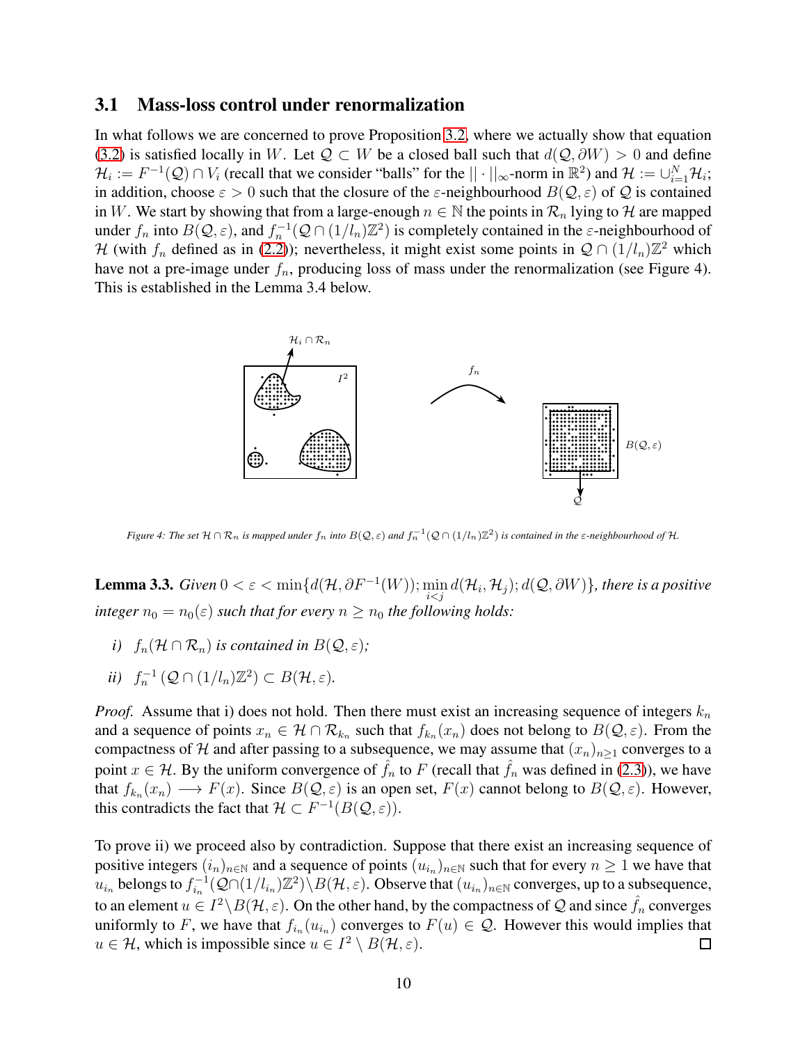### 3.1 Mass-loss control under renormalization

In what follows we are concerned to prove Proposition 3.2, where we actually show that equation (3.2) is satisfied locally in $W$. Let $\mathcal{Q} \subset W$ be a closed ball such that $d(\mathcal{Q}, \partial W) > 0$ and define $\mathcal{H}_i := F^{-1}(\mathcal{Q}) \cap V_i$ (recall that we consider "balls" for the $||\cdot||_\infty$-norm in $\mathbb{R}^2$) and $\mathcal{H} := \cup_{i=1}^N \mathcal{H}_i$; in addition, choose $\varepsilon > 0$ such that the closure of the $\varepsilon$-neighbourhood $B(\mathcal{Q}, \varepsilon)$ of $\mathcal{Q}$ is contained in $W$. We start by showing that from a large-enough $n \in \mathbb{N}$ the points in $\mathcal{R}_n$ lying to $\mathcal{H}$ are mapped under $f_n$ into $B(\mathcal{Q}, \varepsilon)$, and $f_n^{-1}(\mathcal{Q} \cap (1/l_n)\mathbb{Z}^2)$ is completely contained in the $\varepsilon$-neighbourhood of $\mathcal{H}$ (with $f_n$ defined as in (2.2)); nevertheless, it might exist some points in $\mathcal{Q} \cap (1/l_n)\mathbb{Z}^2$ which have not a pre-image under $f_n$, producing loss of mass under the renormalization (see Figure 4). This is established in the Lemma 3.4 below.

*Figure 4: The set $\mathcal{H} \cap \mathcal{R}_n$ is mapped under $f_n$ into $B(\mathcal{Q}, \varepsilon)$ and $f_n^{-1}(\mathcal{Q} \cap (1/l_n)\mathbb{Z}^2)$ is contained in the $\varepsilon$-neighbourhood of $\mathcal{H}$.*

**Lemma 3.3.** *Given $0 < \varepsilon < \min\{d(\mathcal{H}, \partial F^{-1}(W)); \min_{i<j} d(\mathcal{H}_i, \mathcal{H}_j); d(\mathcal{Q}, \partial W)\}$, there is a positive integer $n_0 = n_0(\varepsilon)$ such that for every $n \geq n_0$ the following holds:*

*i) $f_n(\mathcal{H} \cap \mathcal{R}_n)$ is contained in $B(\mathcal{Q}, \varepsilon)$;*

*ii) $f_n^{-1}(\mathcal{Q} \cap (1/l_n)\mathbb{Z}^2) \subset B(\mathcal{H}, \varepsilon)$.*

*Proof.* Assume that i) does not hold. Then there must exist an increasing sequence of integers $k_n$ and a sequence of points $x_n \in \mathcal{H} \cap \mathcal{R}_{k_n}$ such that $f_{k_n}(x_n)$ does not belong to $B(\mathcal{Q}, \varepsilon)$. From the compactness of $\mathcal{H}$ and after passing to a subsequence, we may assume that $(x_n)_{n\geq 1}$ converges to a point $x \in \mathcal{H}$. By the uniform convergence of $\hat{f}_n$ to $F$ (recall that $\hat{f}_n$ was defined in (2.3)), we have that $f_{k_n}(x_n) \longrightarrow F(x)$. Since $B(\mathcal{Q}, \varepsilon)$ is an open set, $F(x)$ cannot belong to $B(\mathcal{Q}, \varepsilon)$. However, this contradicts the fact that $\mathcal{H} \subset F^{-1}(B(\mathcal{Q}, \varepsilon))$.

To prove ii) we proceed also by contradiction. Suppose that there exist an increasing sequence of positive integers $(i_n)_{n\in\mathbb{N}}$ and a sequence of points $(u_{i_n})_{n\in\mathbb{N}}$ such that for every $n \geq 1$ we have that $u_{i_n}$ belongs to $f_{i_n}^{-1}(\mathcal{Q} \cap (1/l_{i_n})\mathbb{Z}^2) \setminus B(\mathcal{H}, \varepsilon)$. Observe that $(u_{i_n})_{n\in\mathbb{N}}$ converges, up to a subsequence, to an element $u \in I^2 \setminus B(\mathcal{H}, \varepsilon)$. On the other hand, by the compactness of $\mathcal{Q}$ and since $\hat{f}_n$ converges uniformly to $F$, we have that $f_{i_n}(u_{i_n})$ converges to $F(u) \in \mathcal{Q}$. However this would implies that $u \in \mathcal{H}$, which is impossible since $u \in I^2 \setminus B(\mathcal{H}, \varepsilon)$. ☐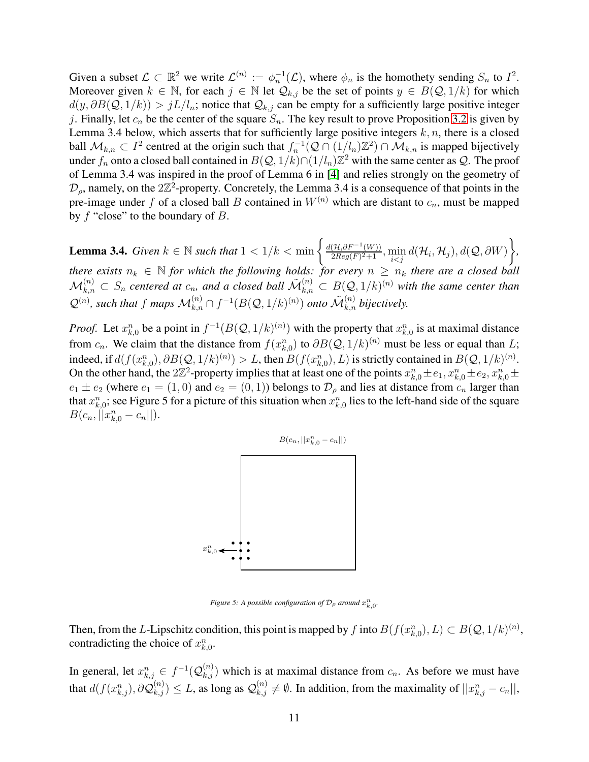Given a subset $\mathcal{L} \subset \mathbb{R}^2$ we write $\mathcal{L}^{(n)} := \phi_n^{-1}(\mathcal{L})$, where $\phi_n$ is the homothety sending $S_n$ to $I^2$. Moreover given $k \in \mathbb{N}$, for each $j \in \mathbb{N}$ let $\mathcal{Q}_{k,j}$ be the set of points $y \in B(\mathcal{Q}, 1/k)$ for which $d(y, \partial B(\mathcal{Q}, 1/k)) > jL/l_n$; notice that $\mathcal{Q}_{k,j}$ can be empty for a sufficiently large positive integer $j$. Finally, let $c_n$ be the center of the square $S_n$. The key result to prove Proposition 3.2 is given by Lemma 3.4 below, which asserts that for sufficiently large positive integers $k, n$, there is a closed ball $\mathcal{M}_{k,n} \subset I^2$ centred at the origin such that $f_n^{-1}(\mathcal{Q} \cap (1/l_n)\mathbb{Z}^2) \cap \mathcal{M}_{k,n}$ is mapped bijectively under $f_n$ onto a closed ball contained in $B(\mathcal{Q}, 1/k) \cap (1/l_n)\mathbb{Z}^2$ with the same center as $\mathcal{Q}$. The proof of Lemma 3.4 was inspired in the proof of Lemma 6 in [4] and relies strongly on the geometry of $\mathcal{D}_\rho$, namely, on the $2\mathbb{Z}^2$-property. Concretely, the Lemma 3.4 is a consequence of that points in the pre-image under $f$ of a closed ball $B$ contained in $W^{(n)}$ which are distant to $c_n$, must be mapped by $f$ "close" to the boundary of $B$.

**Lemma 3.4.** *Given $k \in \mathbb{N}$ such that $1 < 1/k < \min\left\{\frac{d(\mathcal{H}, \partial F^{-1}(W))}{2Reg(F)^2+1}, \min_{i<j} d(\mathcal{H}_i, \mathcal{H}_j), d(\mathcal{Q}, \partial W)\right\}$, there exists $n_k \in \mathbb{N}$ for which the following holds: for every $n \geq n_k$ there are a closed ball $\mathcal{M}_{k,n}^{(n)} \subset S_n$ centered at $c_n$, and a closed ball $\tilde{\mathcal{M}}_{k,n}^{(n)} \subset B(\mathcal{Q}, 1/k)^{(n)}$ with the same center than $\mathcal{Q}^{(n)}$, such that $f$ maps $\mathcal{M}_{k,n}^{(n)} \cap f^{-1}(B(\mathcal{Q}, 1/k)^{(n)})$ onto $\tilde{\mathcal{M}}_{k,n}^{(n)}$ bijectively.*

*Proof.* Let $x_{k,0}^n$ be a point in $f^{-1}(B(\mathcal{Q}, 1/k)^{(n)})$ with the property that $x_{k,0}^n$ is at maximal distance from $c_n$. We claim that the distance from $f(x_{k,0}^n)$ to $\partial B(\mathcal{Q}, 1/k)^{(n)}$ must be less or equal than $L$; indeed, if $d(f(x_{k,0}^n), \partial B(\mathcal{Q}, 1/k)^{(n)}) > L$, then $B(f(x_{k,0}^n), L)$ is strictly contained in $B(\mathcal{Q}, 1/k)^{(n)}$. On the other hand, the $2\mathbb{Z}^2$-property implies that at least one of the points $x_{k,0}^n \pm e_1, x_{k,0}^n \pm e_2, x_{k,0}^n \pm e_1 \pm e_2$ (where $e_1 = (1,0)$ and $e_2 = (0,1)$) belongs to $\mathcal{D}_\rho$ and lies at distance from $c_n$ larger than that $x_{k,0}^n$; see Figure 5 for a picture of this situation when $x_{k,0}^n$ lies to the left-hand side of the square $B(c_n, ||x_{k,0}^n - c_n||)$.

*Figure 5: A possible configuration of $\mathcal{D}_\rho$ around $x_{k,0}^n$.*

Then, from the $L$-Lipschitz condition, this point is mapped by $f$ into $B(f(x_{k,0}^n), L) \subset B(\mathcal{Q}, 1/k)^{(n)}$, contradicting the choice of $x_{k,0}^n$.

In general, let $x_{k,j}^n \in f^{-1}(\mathcal{Q}_{k,j}^{(n)})$ which is at maximal distance from $c_n$. As before we must have that $d(f(x_{k,j}^n), \partial \mathcal{Q}_{k,j}^{(n)}) \leq L$, as long as $\mathcal{Q}_{k,j}^{(n)} \neq \emptyset$. In addition, from the maximality of $||x_{k,j}^n - c_n||$,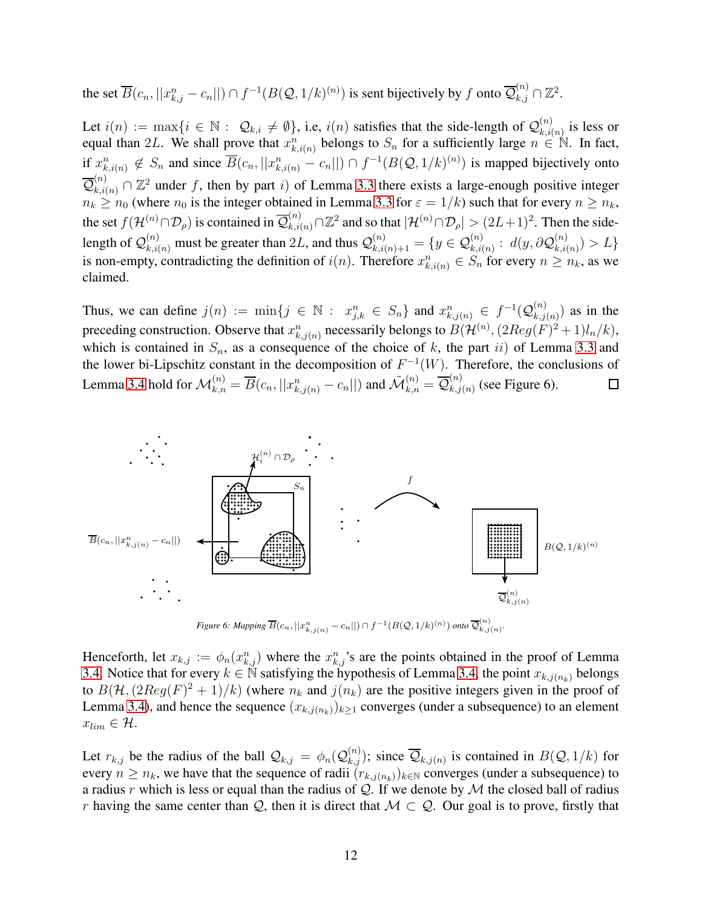the set $\overline{B}(c_n, ||x^n_{k,j} - c_n||) \cap f^{-1}(B(\mathcal{Q}, 1/k)^{(n)})$ is sent bijectively by $f$ onto $\overline{\mathcal{Q}}^{(n)}_{k,j} \cap \mathbb{Z}^2$.

Let $i(n) := \max\{i \in \mathbb{N} : \ \mathcal{Q}_{k,i} \neq \emptyset\}$, i.e, $i(n)$ satisfies that the side-length of $\mathcal{Q}^{(n)}_{k,i(n)}$ is less or equal than $2L$. We shall prove that $x^n_{k,i(n)}$ belongs to $S_n$ for a sufficiently large $n \in \mathbb{N}$. In fact, if $x^n_{k,i(n)} \notin S_n$ and since $\overline{B}(c_n, ||x^n_{k,i(n)} - c_n||) \cap f^{-1}(B(\mathcal{Q}, 1/k)^{(n)})$ is mapped bijectively onto $\overline{\mathcal{Q}}^{(n)}_{k,i(n)} \cap \mathbb{Z}^2$ under $f$, then by part $i)$ of Lemma 3.3 there exists a large-enough positive integer $n_k \geq n_0$ (where $n_0$ is the integer obtained in Lemma 3.3 for $\varepsilon = 1/k$) such that for every $n \geq n_k$, the set $f(\mathcal{H}^{(n)} \cap \mathcal{D}_\rho)$ is contained in $\overline{\mathcal{Q}}^{(n)}_{k,i(n)} \cap \mathbb{Z}^2$ and so that $|\mathcal{H}^{(n)} \cap \mathcal{D}_\rho| > (2L+1)^2$. Then the side-length of $\mathcal{Q}^{(n)}_{k,i(n)}$ must be greater than $2L$, and thus $\mathcal{Q}^{(n)}_{k,i(n)+1} = \{y \in \mathcal{Q}^{(n)}_{k,i(n)} : \ d(y, \partial \mathcal{Q}^{(n)}_{k,i(n)}) > L\}$ is non-empty, contradicting the definition of $i(n)$. Therefore $x^n_{k,i(n)} \in S_n$ for every $n \geq n_k$, as we claimed.

Thus, we can define $j(n) := \min\{j \in \mathbb{N} : \ x^n_{j,k} \in S_n\}$ and $x^n_{k,j(n)} \in f^{-1}(\mathcal{Q}^{(n)}_{k,j(n)})$ as in the preceding construction. Observe that $x^n_{k,j(n)}$ necessarily belongs to $B(\mathcal{H}^{(n)}, (2Reg(F)^2+1)l_n/k)$, which is contained in $S_n$, as a consequence of the choice of $k$, the part $ii)$ of Lemma 3.3 and the lower bi-Lipschitz constant in the decomposition of $F^{-1}(W)$. Therefore, the conclusions of Lemma 3.4 hold for $\mathcal{M}^{(n)}_{k,n} = \overline{B}(c_n, ||x^n_{k,j(n)} - c_n||)$ and $\tilde{\mathcal{M}}^{(n)}_{k,n} = \overline{\mathcal{Q}}^{(n)}_{k,j(n)}$ (see Figure 6). $\square$

*Figure 6: Mapping $\overline{B}(c_n, ||x^n_{k,j(n)} - c_n||) \cap f^{-1}(B(\mathcal{Q}, 1/k)^{(n)})$ onto $\overline{\mathcal{Q}}^{(n)}_{k,j(n)}$.*

Henceforth, let $x_{k,j} := \phi_n(x^n_{k,j})$ where the $x^n_{k,j}$'s are the points obtained in the proof of Lemma 3.4. Notice that for every $k \in \mathbb{N}$ satisfying the hypothesis of Lemma 3.4, the point $x_{k,j(n_k)}$ belongs to $B(\mathcal{H}, (2Reg(F)^2+1)/k)$ (where $n_k$ and $j(n_k)$ are the positive integers given in the proof of Lemma 3.4), and hence the sequence $(x_{k,j(n_k)})_{k \geq 1}$ converges (under a subsequence) to an element $x_{lim} \in \mathcal{H}$.

Let $r_{k,j}$ be the radius of the ball $\mathcal{Q}_{k,j} = \phi_n(\mathcal{Q}^{(n)}_{k,j})$; since $\overline{\mathcal{Q}}_{k,j(n)}$ is contained in $B(\mathcal{Q}, 1/k)$ for every $n \geq n_k$, we have that the sequence of radii $(r_{k,j(n_k)})_{k \in \mathbb{N}}$ converges (under a subsequence) to a radius $r$ which is less or equal than the radius of $\mathcal{Q}$. If we denote by $\mathcal{M}$ the closed ball of radius $r$ having the same center than $\mathcal{Q}$, then it is direct that $\mathcal{M} \subset \mathcal{Q}$. Our goal is to prove, firstly that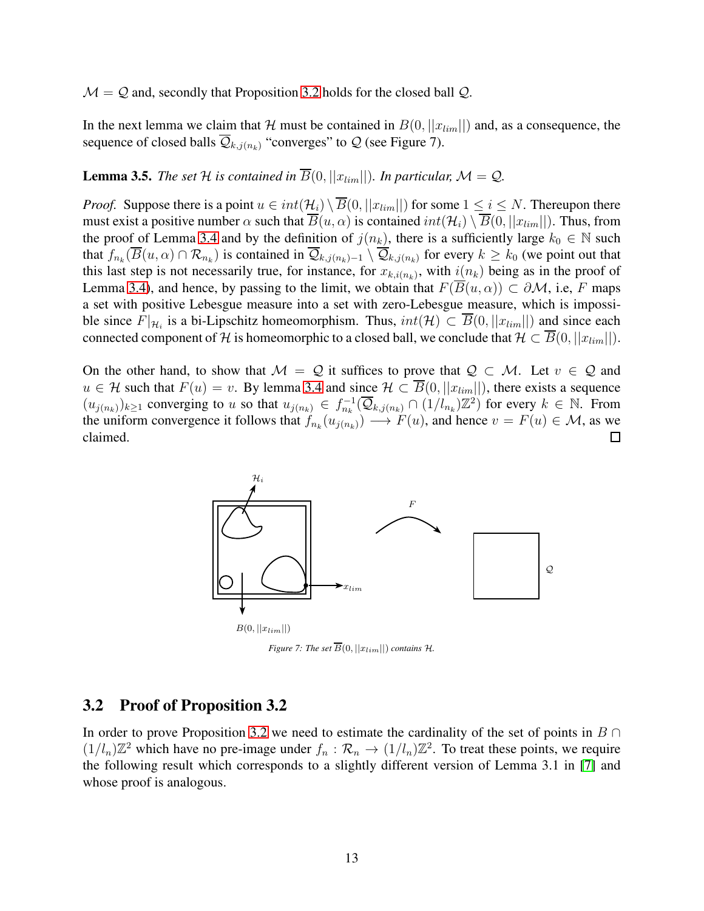$\mathcal{M} = \mathcal{Q}$ and, secondly that Proposition 3.2 holds for the closed ball $\mathcal{Q}$.

In the next lemma we claim that $\mathcal{H}$ must be contained in $B(0, ||x_{lim}||)$ and, as a consequence, the sequence of closed balls $\overline{\mathcal{Q}}_{k,j(n_k)}$ "converges" to $\mathcal{Q}$ (see Figure 7).

**Lemma 3.5.** *The set $\mathcal{H}$ is contained in $\overline{B}(0, ||x_{lim}||)$. In particular, $\mathcal{M} = \mathcal{Q}$.*

*Proof.* Suppose there is a point $u \in int(\mathcal{H}_i) \setminus \overline{B}(0, ||x_{lim}||)$ for some $1 \leq i \leq N$. Thereupon there must exist a positive number $\alpha$ such that $\overline{B}(u, \alpha)$ is contained $int(\mathcal{H}_i) \setminus \overline{B}(0, ||x_{lim}||)$. Thus, from the proof of Lemma 3.4 and by the definition of $j(n_k)$, there is a sufficiently large $k_0 \in \mathbb{N}$ such that $f_{n_k}(\overline{B}(u, \alpha) \cap \mathcal{R}_{n_k})$ is contained in $\overline{\mathcal{Q}}_{k,j(n_k)-1} \setminus \overline{\mathcal{Q}}_{k,j(n_k)}$ for every $k \geq k_0$ (we point out that this last step is not necessarily true, for instance, for $x_{k,i(n_k)}$, with $i(n_k)$ being as in the proof of Lemma 3.4), and hence, by passing to the limit, we obtain that $F(\overline{B}(u, \alpha)) \subset \partial\mathcal{M}$, i.e, $F$ maps a set with positive Lebesgue measure into a set with zero-Lebesgue measure, which is impossible since $F|_{\mathcal{H}_i}$ is a bi-Lipschitz homeomorphism. Thus, $int(\mathcal{H}) \subset \overline{B}(0, ||x_{lim}||)$ and since each connected component of $\mathcal{H}$ is homeomorphic to a closed ball, we conclude that $\mathcal{H} \subset \overline{B}(0, ||x_{lim}||)$.

On the other hand, to show that $\mathcal{M} = \mathcal{Q}$ it suffices to prove that $\mathcal{Q} \subset \mathcal{M}$. Let $v \in \mathcal{Q}$ and $u \in \mathcal{H}$ such that $F(u) = v$. By lemma 3.4 and since $\mathcal{H} \subset \overline{B}(0, ||x_{lim}||)$, there exists a sequence $(u_{j(n_k)})_{k \geq 1}$ converging to $u$ so that $u_{j(n_k)} \in f_{n_k}^{-1}(\overline{\mathcal{Q}}_{k,j(n_k)} \cap (1/l_{n_k})\mathbb{Z}^2)$ for every $k \in \mathbb{N}$. From the uniform convergence it follows that $f_{n_k}(u_{j(n_k)}) \longrightarrow F(u)$, and hence $v = F(u) \in \mathcal{M}$, as we claimed. $\square$

*Figure 7: The set $\overline{B}(0, ||x_{lim}||)$ contains $\mathcal{H}$.*

## 3.2 Proof of Proposition 3.2

In order to prove Proposition 3.2 we need to estimate the cardinality of the set of points in $B \cap (1/l_n)\mathbb{Z}^2$ which have no pre-image under $f_n : \mathcal{R}_n \to (1/l_n)\mathbb{Z}^2$. To treat these points, we require the following result which corresponds to a slightly different version of Lemma 3.1 in [7] and whose proof is analogous.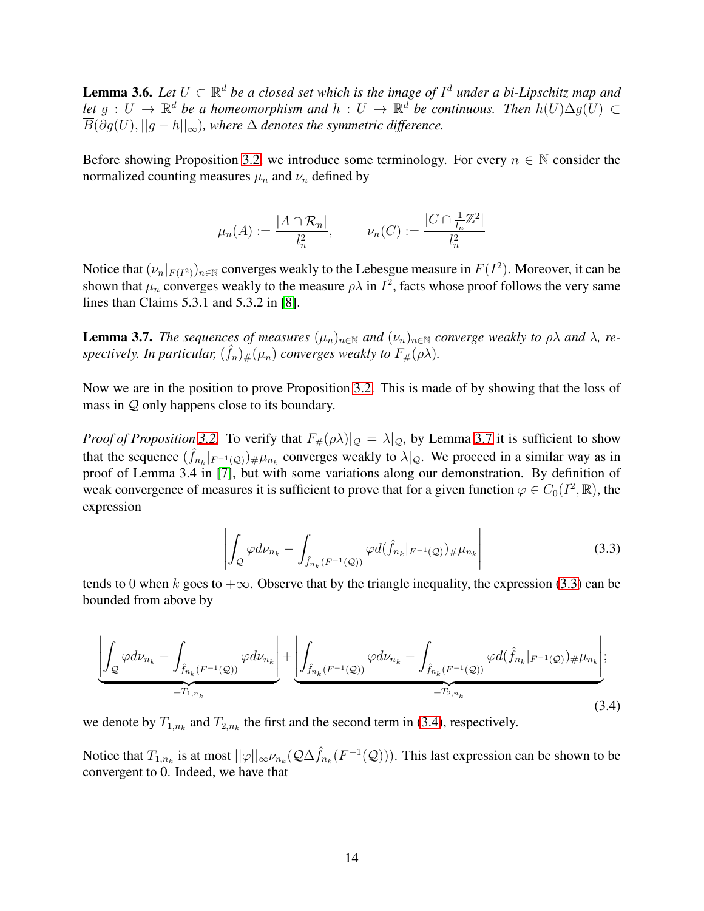**Lemma 3.6.** *Let $U \subset \mathbb{R}^d$ be a closed set which is the image of $I^d$ under a bi-Lipschitz map and let $g : U \to \mathbb{R}^d$ be a homeomorphism and $h : U \to \mathbb{R}^d$ be continuous. Then $h(U)\Delta g(U) \subset \overline{B}(\partial g(U), ||g - h||_\infty)$, where $\Delta$ denotes the symmetric difference.*

Before showing Proposition 3.2, we introduce some terminology. For every $n \in \mathbb{N}$ consider the normalized counting measures $\mu_n$ and $\nu_n$ defined by

$$\mu_n(A) := \frac{|A \cap \mathcal{R}_n|}{l_n^2}, \qquad \nu_n(C) := \frac{|C \cap \frac{1}{l_n}\mathbb{Z}^2|}{l_n^2}$$

Notice that $(\nu_n|_{F(I^2)})_{n\in\mathbb{N}}$ converges weakly to the Lebesgue measure in $F(I^2)$. Moreover, it can be shown that $\mu_n$ converges weakly to the measure $\rho\lambda$ in $I^2$, facts whose proof follows the very same lines than Claims 5.3.1 and 5.3.2 in [8].

**Lemma 3.7.** *The sequences of measures $(\mu_n)_{n\in\mathbb{N}}$ and $(\nu_n)_{n\in\mathbb{N}}$ converge weakly to $\rho\lambda$ and $\lambda$, respectively. In particular, $(\hat{f}_n)_\#(\mu_n)$ converges weakly to $F_\#(\rho\lambda)$.*

Now we are in the position to prove Proposition 3.2. This is made of by showing that the loss of mass in $\mathcal{Q}$ only happens close to its boundary.

*Proof of Proposition 3.2.* To verify that $F_\#(\rho\lambda)|_\mathcal{Q} = \lambda|_\mathcal{Q}$, by Lemma 3.7 it is sufficient to show that the sequence $(\hat{f}_{n_k}|_{F^{-1}(\mathcal{Q})})_\#\mu_{n_k}$ converges weakly to $\lambda|_\mathcal{Q}$. We proceed in a similar way as in proof of Lemma 3.4 in [7], but with some variations along our demonstration. By definition of weak convergence of measures it is sufficient to prove that for a given function $\varphi \in C_0(I^2, \mathbb{R})$, the expression

$$\left| \int_\mathcal{Q} \varphi d\nu_{n_k} - \int_{\hat{f}_{n_k}(F^{-1}(\mathcal{Q}))} \varphi d(\hat{f}_{n_k}|_{F^{-1}(\mathcal{Q})})_\#\mu_{n_k} \right| \tag{3.3}$$

tends to 0 when $k$ goes to $+\infty$. Observe that by the triangle inequality, the expression (3.3) can be bounded from above by

$$\underbrace{\left| \int_\mathcal{Q} \varphi d\nu_{n_k} - \int_{\hat{f}_{n_k}(F^{-1}(\mathcal{Q}))} \varphi d\nu_{n_k} \right|}_{=T_{1,n_k}} + \underbrace{\left| \int_{\hat{f}_{n_k}(F^{-1}(\mathcal{Q}))} \varphi d\nu_{n_k} - \int_{\hat{f}_{n_k}(F^{-1}(\mathcal{Q}))} \varphi d(\hat{f}_{n_k}|_{F^{-1}(\mathcal{Q})})_\#\mu_{n_k} \right|}_{=T_{2,n_k}}; \tag{3.4}$$

we denote by $T_{1,n_k}$ and $T_{2,n_k}$ the first and the second term in (3.4), respectively.

Notice that $T_{1,n_k}$ is at most $||\varphi||_\infty \nu_{n_k}(\mathcal{Q}\Delta\hat{f}_{n_k}(F^{-1}(\mathcal{Q})))$. This last expression can be shown to be convergent to 0. Indeed, we have that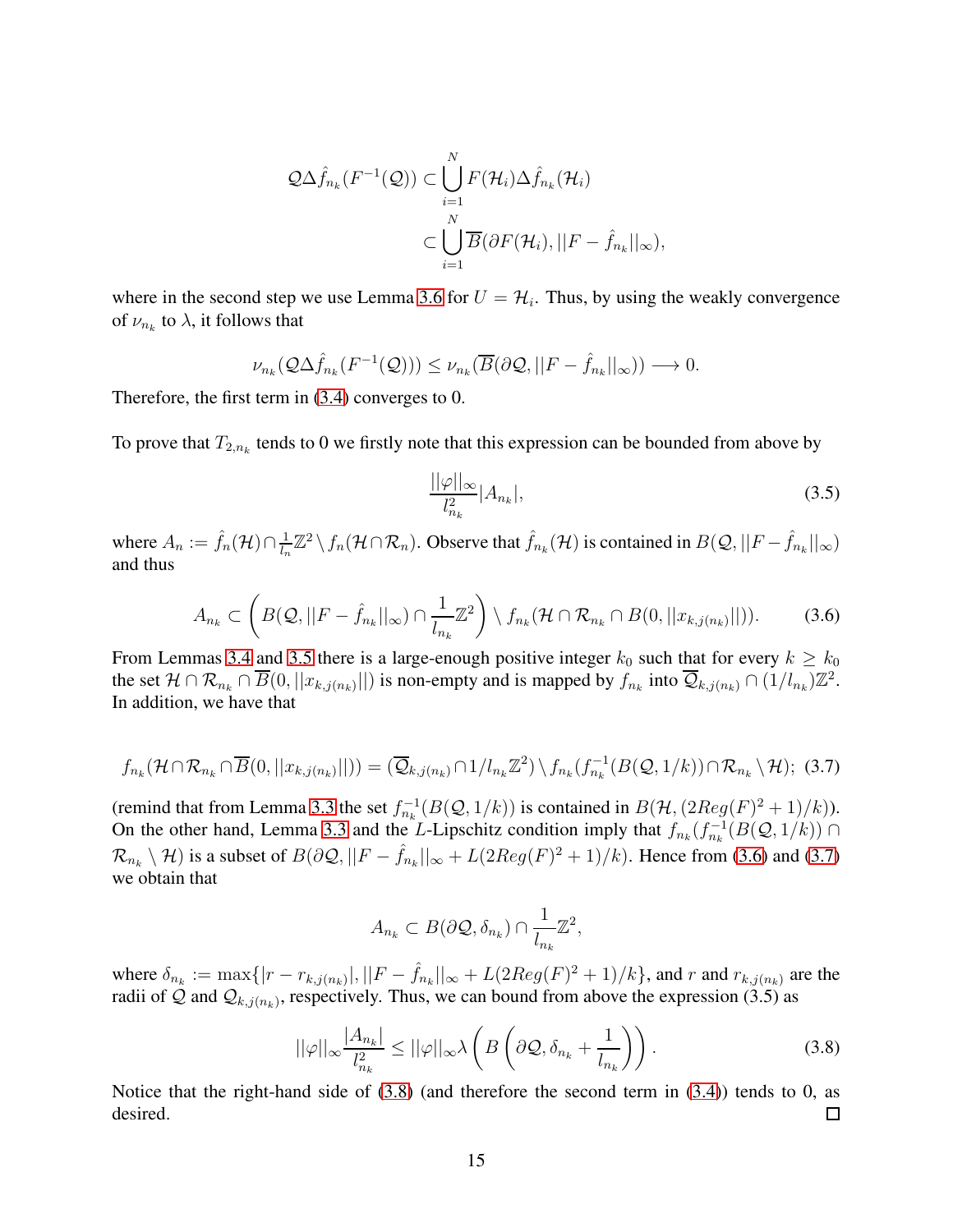$$
\begin{aligned}
\mathcal{Q}\Delta\hat{f}_{n_k}(F^{-1}(\mathcal{Q})) &\subset \bigcup_{i=1}^{N} F(\mathcal{H}_i)\Delta\hat{f}_{n_k}(\mathcal{H}_i) \\
&\subset \bigcup_{i=1}^{N} \overline{B}(\partial F(\mathcal{H}_i), ||F - \hat{f}_{n_k}||_\infty),
\end{aligned}
$$

where in the second step we use Lemma 3.6 for $U = \mathcal{H}_i$. Thus, by using the weakly convergence of $\nu_{n_k}$ to $\lambda$, it follows that

$$
\nu_{n_k}(\mathcal{Q}\Delta\hat{f}_{n_k}(F^{-1}(\mathcal{Q}))) \leq \nu_{n_k}(\overline{B}(\partial\mathcal{Q}, ||F - \hat{f}_{n_k}||_\infty)) \longrightarrow 0.
$$

Therefore, the first term in (3.4) converges to 0.

To prove that $T_{2,n_k}$ tends to 0 we firstly note that this expression can be bounded from above by

$$
\frac{||\varphi||_\infty}{l_{n_k}^2}|A_{n_k}|, \tag{3.5}
$$

where $A_n := \hat{f}_n(\mathcal{H}) \cap \frac{1}{l_n}\mathbb{Z}^2 \setminus f_n(\mathcal{H} \cap \mathcal{R}_n)$. Observe that $\hat{f}_{n_k}(\mathcal{H})$ is contained in $B(\mathcal{Q}, ||F - \hat{f}_{n_k}||_\infty)$ and thus

$$
A_{n_k} \subset \left( B(\mathcal{Q}, ||F - \hat{f}_{n_k}||_\infty) \cap \frac{1}{l_{n_k}}\mathbb{Z}^2 \right) \setminus f_{n_k}(\mathcal{H} \cap \mathcal{R}_{n_k} \cap B(0, ||x_{k,j(n_k)}||)). \tag{3.6}
$$

From Lemmas 3.4 and 3.5 there is a large-enough positive integer $k_0$ such that for every $k \geq k_0$ the set $\mathcal{H} \cap \mathcal{R}_{n_k} \cap \overline{B}(0, ||x_{k,j(n_k)}||)$ is non-empty and is mapped by $f_{n_k}$ into $\overline{\mathcal{Q}}_{k,j(n_k)} \cap (1/l_{n_k})\mathbb{Z}^2$. In addition, we have that

$$
f_{n_k}(\mathcal{H} \cap \mathcal{R}_{n_k} \cap \overline{B}(0, ||x_{k,j(n_k)}||)) = (\overline{\mathcal{Q}}_{k,j(n_k)} \cap 1/l_{n_k}\mathbb{Z}^2) \setminus f_{n_k}(f_{n_k}^{-1}(B(\mathcal{Q}, 1/k)) \cap \mathcal{R}_{n_k} \setminus \mathcal{H}); \tag{3.7}
$$

(remind that from Lemma 3.3 the set $f_{n_k}^{-1}(B(\mathcal{Q}, 1/k))$ is contained in $B(\mathcal{H}, (2Reg(F)^2 + 1)/k)$). On the other hand, Lemma 3.3 and the $L$-Lipschitz condition imply that $f_{n_k}(f_{n_k}^{-1}(B(\mathcal{Q}, 1/k)) \cap \mathcal{R}_{n_k} \setminus \mathcal{H})$ is a subset of $B(\partial\mathcal{Q}, ||F - \hat{f}_{n_k}||_\infty + L(2Reg(F)^2 + 1)/k)$. Hence from (3.6) and (3.7) we obtain that

$$
A_{n_k} \subset B(\partial\mathcal{Q}, \delta_{n_k}) \cap \frac{1}{l_{n_k}}\mathbb{Z}^2,
$$

where $\delta_{n_k} := \max\{|r - r_{k,j(n_k)}|, ||F - \hat{f}_{n_k}||_\infty + L(2Reg(F)^2 + 1)/k\}$, and $r$ and $r_{k,j(n_k)}$ are the radii of $\mathcal{Q}$ and $\mathcal{Q}_{k,j(n_k)}$, respectively. Thus, we can bound from above the expression (3.5) as

$$
||\varphi||_\infty \frac{|A_{n_k}|}{l_{n_k}^2} \leq ||\varphi||_\infty \lambda \left( B\left( \partial\mathcal{Q}, \delta_{n_k} + \frac{1}{l_{n_k}} \right) \right). \tag{3.8}
$$

Notice that the right-hand side of (3.8) (and therefore the second term in (3.4)) tends to 0, as desired. $\square$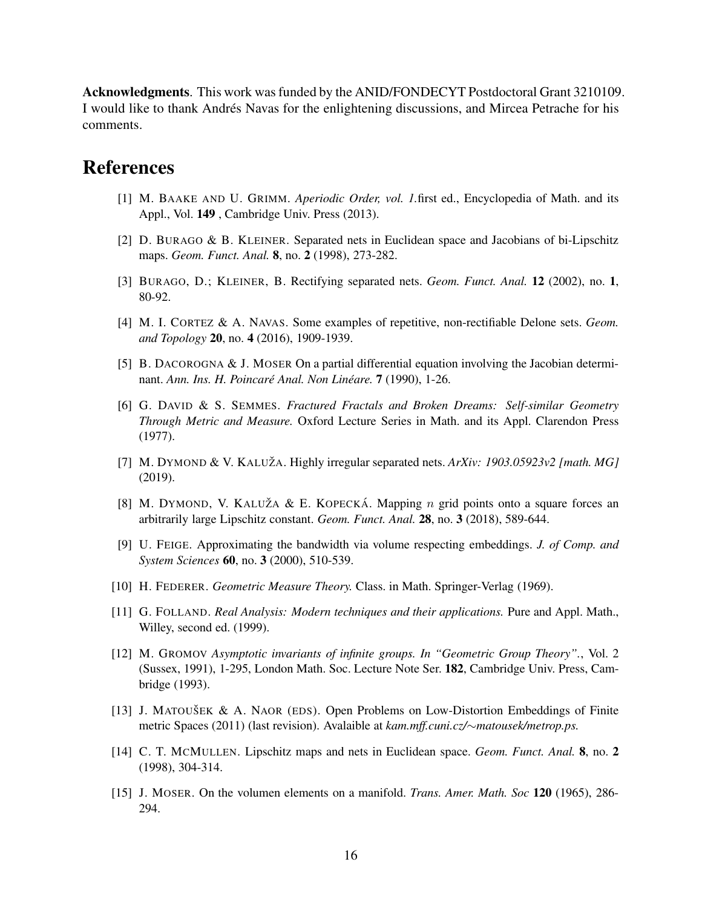**Acknowledgments**. This work was funded by the ANID/FONDECYT Postdoctoral Grant 3210109. I would like to thank Andrés Navas for the enlightening discussions, and Mircea Petrache for his comments.

# References

[1] M. BAAKE AND U. GRIMM. *Aperiodic Order, vol. 1.*first ed., Encyclopedia of Math. and its Appl., Vol. **149** , Cambridge Univ. Press (2013).

[2] D. BURAGO & B. KLEINER. Separated nets in Euclidean space and Jacobians of bi-Lipschitz maps. *Geom. Funct. Anal.* **8**, no. **2** (1998), 273-282.

[3] BURAGO, D.; KLEINER, B. Rectifying separated nets. *Geom. Funct. Anal.* **12** (2002), no. **1**, 80-92.

[4] M. I. CORTEZ & A. NAVAS. Some examples of repetitive, non-rectifiable Delone sets. *Geom. and Topology* **20**, no. **4** (2016), 1909-1939.

[5] B. DACOROGNA & J. MOSER On a partial differential equation involving the Jacobian determinant. *Ann. Ins. H. Poincaré Anal. Non Linéare.* **7** (1990), 1-26.

[6] G. DAVID & S. SEMMES. *Fractured Fractals and Broken Dreams: Self-similar Geometry Through Metric and Measure.* Oxford Lecture Series in Math. and its Appl. Clarendon Press (1977).

[7] M. DYMOND & V. KALUŽA. Highly irregular separated nets. *ArXiv: 1903.05923v2 [math. MG]* (2019).

[8] M. DYMOND, V. KALUŽA & E. KOPECKÁ. Mapping $n$ grid points onto a square forces an arbitrarily large Lipschitz constant. *Geom. Funct. Anal.* **28**, no. **3** (2018), 589-644.

[9] U. FEIGE. Approximating the bandwidth via volume respecting embeddings. *J. of Comp. and System Sciences* **60**, no. **3** (2000), 510-539.

[10] H. FEDERER. *Geometric Measure Theory.* Class. in Math. Springer-Verlag (1969).

[11] G. FOLLAND. *Real Analysis: Modern techniques and their applications.* Pure and Appl. Math., Willey, second ed. (1999).

[12] M. GROMOV *Asymptotic invariants of infinite groups. In "Geometric Group Theory".*, Vol. 2 (Sussex, 1991), 1-295, London Math. Soc. Lecture Note Ser. **182**, Cambridge Univ. Press, Cambridge (1993).

[13] J. MATOUŠEK & A. NAOR (EDS). Open Problems on Low-Distortion Embeddings of Finite metric Spaces (2011) (last revision). Avalaible at *kam.mff.cuni.cz/∼matousek/metrop.ps.*

[14] C. T. MCMULLEN. Lipschitz maps and nets in Euclidean space. *Geom. Funct. Anal.* **8**, no. **2** (1998), 304-314.

[15] J. MOSER. On the volumen elements on a manifold. *Trans. Amer. Math. Soc* **120** (1965), 286-294.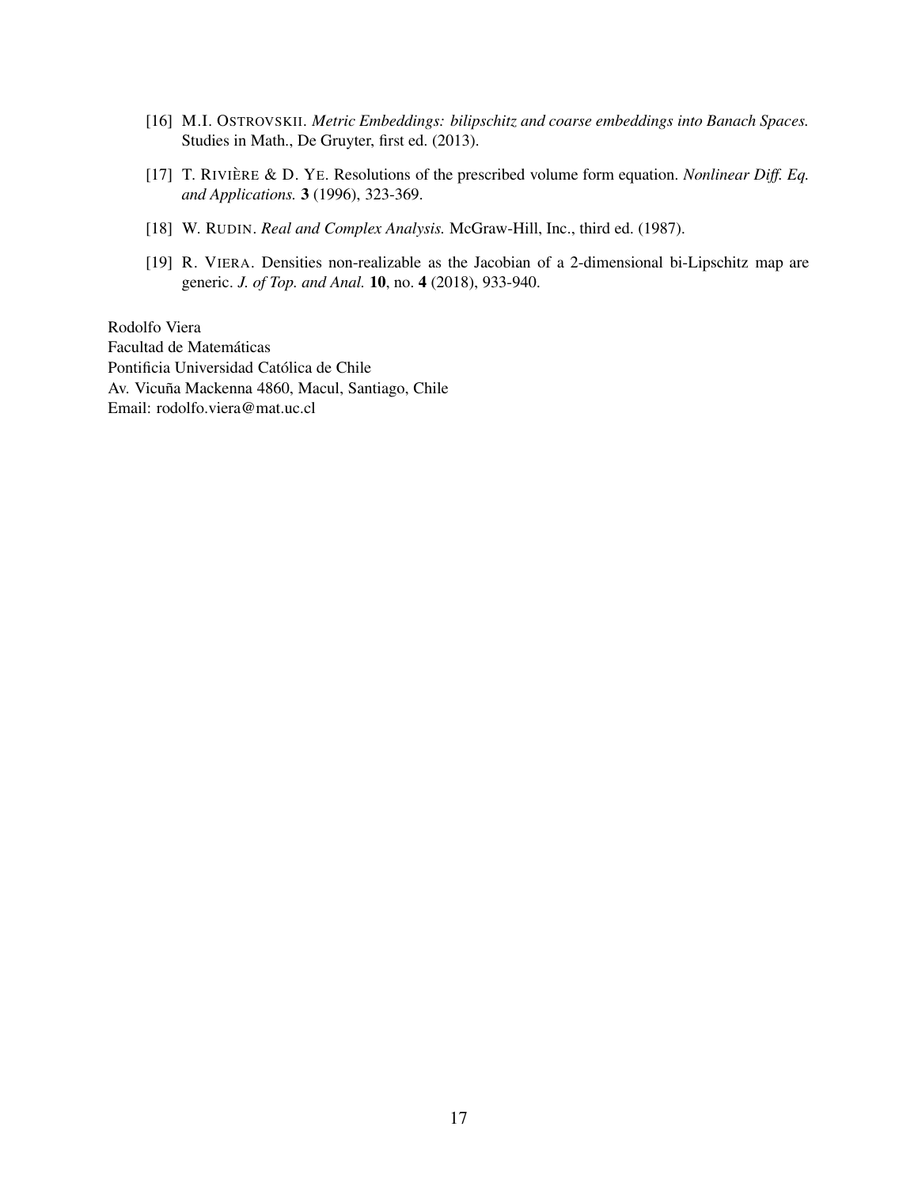[16] M.I. Ostrovskii. *Metric Embeddings: bilipschitz and coarse embeddings into Banach Spaces.* Studies in Math., De Gruyter, first ed. (2013).

[17] T. Rivière & D. Ye. Resolutions of the prescribed volume form equation. *Nonlinear Diff. Eq. and Applications.* **3** (1996), 323-369.

[18] W. Rudin. *Real and Complex Analysis.* McGraw-Hill, Inc., third ed. (1987).

[19] R. Viera. Densities non-realizable as the Jacobian of a 2-dimensional bi-Lipschitz map are generic. *J. of Top. and Anal.* **10**, no. **4** (2018), 933-940.

Rodolfo Viera
Facultad de Matemáticas
Pontificia Universidad Católica de Chile
Av. Vicuña Mackenna 4860, Macul, Santiago, Chile
Email: rodolfo.viera@mat.uc.cl